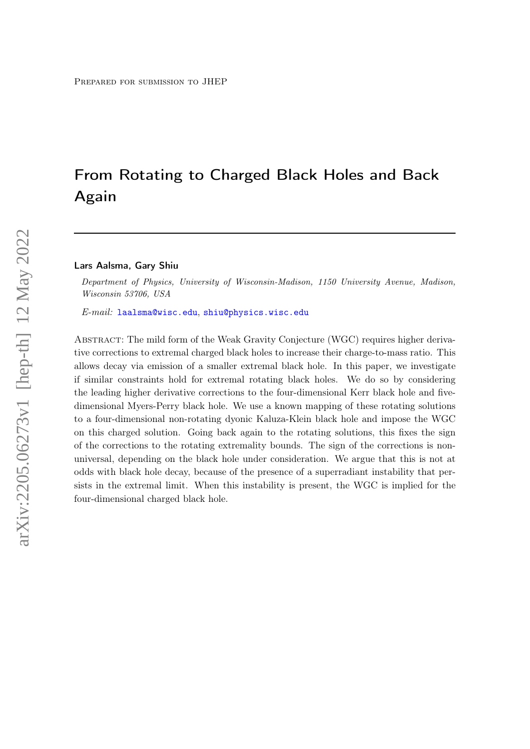Prepared for submission to JHEP

# From Rotating to Charged Black Holes and Back Again

**Lars Aalsma, Gary Shiu**

*Department of Physics, University of Wisconsin-Madison, 1150 University Avenue, Madison, Wisconsin 53706, USA*

*E-mail:* laalsma@wisc.edu, shiu@physics.wisc.edu

Abstract: The mild form of the Weak Gravity Conjecture (WGC) requires higher derivative corrections to extremal charged black holes to increase their charge-to-mass ratio. This allows decay via emission of a smaller extremal black hole. In this paper, we investigate if similar constraints hold for extremal rotating black holes. We do so by considering the leading higher derivative corrections to the four-dimensional Kerr black hole and five-dimensional Myers-Perry black hole. We use a known mapping of these rotating solutions to a four-dimensional non-rotating dyonic Kaluza-Klein black hole and impose the WGC on this charged solution. Going back again to the rotating solutions, this fixes the sign of the corrections to the rotating extremality bounds. The sign of the corrections is non-universal, depending on the black hole under consideration. We argue that this is not at odds with black hole decay, because of the presence of a superradiant instability that persists in the extremal limit. When this instability is present, the WGC is implied for the four-dimensional charged black hole.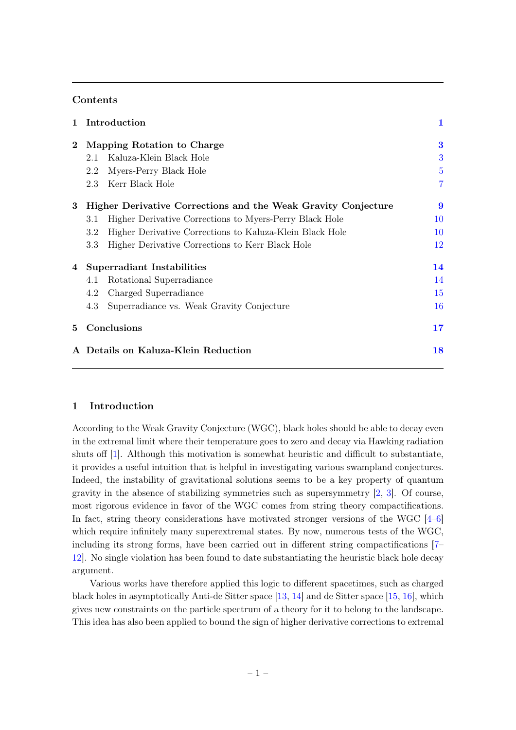## Contents

| | | |
|---|---|---|
| **1** | **Introduction** | **1** |
| **2** | **Mapping Rotation to Charge** | **3** |
| | 2.1 Kaluza-Klein Black Hole | 3 |
| | 2.2 Myers-Perry Black Hole | 5 |
| | 2.3 Kerr Black Hole | 7 |
| **3** | **Higher Derivative Corrections and the Weak Gravity Conjecture** | **9** |
| | 3.1 Higher Derivative Corrections to Myers-Perry Black Hole | 10 |
| | 3.2 Higher Derivative Corrections to Kaluza-Klein Black Hole | 10 |
| | 3.3 Higher Derivative Corrections to Kerr Black Hole | 12 |
| **4** | **Superradiant Instabilities** | **14** |
| | 4.1 Rotational Superradiance | 14 |
| | 4.2 Charged Superradiance | 15 |
| | 4.3 Superradiance vs. Weak Gravity Conjecture | 16 |
| **5** | **Conclusions** | **17** |
| **A** | **Details on Kaluza-Klein Reduction** | **18** |

# 1 Introduction

According to the Weak Gravity Conjecture (WGC), black holes should be able to decay even in the extremal limit where their temperature goes to zero and decay via Hawking radiation shuts off [1]. Although this motivation is somewhat heuristic and difficult to substantiate, it provides a useful intuition that is helpful in investigating various swampland conjectures. Indeed, the instability of gravitational solutions seems to be a key property of quantum gravity in the absence of stabilizing symmetries such as supersymmetry [2, 3]. Of course, most rigorous evidence in favor of the WGC comes from string theory compactifications. In fact, string theory considerations have motivated stronger versions of the WGC [4–6] which require infinitely many superextremal states. By now, numerous tests of the WGC, including its strong forms, have been carried out in different string compactifications [7–12]. No single violation has been found to date substantiating the heuristic black hole decay argument.

Various works have therefore applied this logic to different spacetimes, such as charged black holes in asymptotically Anti-de Sitter space [13, 14] and de Sitter space [15, 16], which gives new constraints on the particle spectrum of a theory for it to belong to the landscape. This idea has also been applied to bound the sign of higher derivative corrections to extremal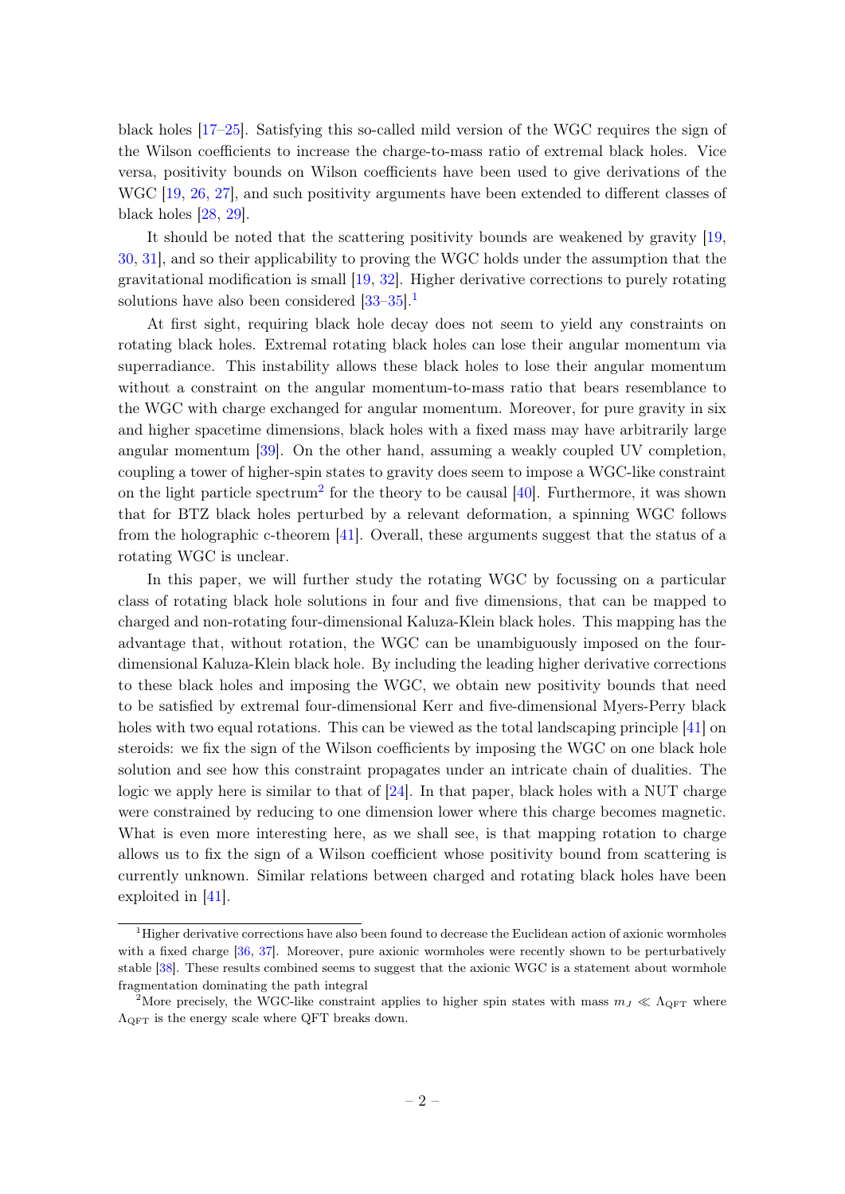black holes [17–25]. Satisfying this so-called mild version of the WGC requires the sign of the Wilson coefficients to increase the charge-to-mass ratio of extremal black holes. Vice versa, positivity bounds on Wilson coefficients have been used to give derivations of the WGC [19, 26, 27], and such positivity arguments have been extended to different classes of black holes [28, 29].

It should be noted that the scattering positivity bounds are weakened by gravity [19, 30, 31], and so their applicability to proving the WGC holds under the assumption that the gravitational modification is small [19, 32]. Higher derivative corrections to purely rotating solutions have also been considered [33–35].[1]

At first sight, requiring black hole decay does not seem to yield any constraints on rotating black holes. Extremal rotating black holes can lose their angular momentum via superradiance. This instability allows these black holes to lose their angular momentum without a constraint on the angular momentum-to-mass ratio that bears resemblance to the WGC with charge exchanged for angular momentum. Moreover, for pure gravity in six and higher spacetime dimensions, black holes with a fixed mass may have arbitrarily large angular momentum [39]. On the other hand, assuming a weakly coupled UV completion, coupling a tower of higher-spin states to gravity does seem to impose a WGC-like constraint on the light particle spectrum[2] for the theory to be causal [40]. Furthermore, it was shown that for BTZ black holes perturbed by a relevant deformation, a spinning WGC follows from the holographic c-theorem [41]. Overall, these arguments suggest that the status of a rotating WGC is unclear.

In this paper, we will further study the rotating WGC by focussing on a particular class of rotating black hole solutions in four and five dimensions, that can be mapped to charged and non-rotating four-dimensional Kaluza-Klein black holes. This mapping has the advantage that, without rotation, the WGC can be unambiguously imposed on the four-dimensional Kaluza-Klein black hole. By including the leading higher derivative corrections to these black holes and imposing the WGC, we obtain new positivity bounds that need to be satisfied by extremal four-dimensional Kerr and five-dimensional Myers-Perry black holes with two equal rotations. This can be viewed as the total landscaping principle [41] on steroids: we fix the sign of the Wilson coefficients by imposing the WGC on one black hole solution and see how this constraint propagates under an intricate chain of dualities. The logic we apply here is similar to that of [24]. In that paper, black holes with a NUT charge were constrained by reducing to one dimension lower where this charge becomes magnetic. What is even more interesting here, as we shall see, is that mapping rotation to charge allows us to fix the sign of a Wilson coefficient whose positivity bound from scattering is currently unknown. Similar relations between charged and rotating black holes have been exploited in [41].

[1] Higher derivative corrections have also been found to decrease the Euclidean action of axionic wormholes with a fixed charge [36, 37]. Moreover, pure axionic wormholes were recently shown to be perturbatively stable [38]. These results combined seems to suggest that the axionic WGC is a statement about wormhole fragmentation dominating the path integral

[2] More precisely, the WGC-like constraint applies to higher spin states with mass $m_J \ll \Lambda_{\rm QFT}$ where $\Lambda_{\rm QFT}$ is the energy scale where QFT breaks down.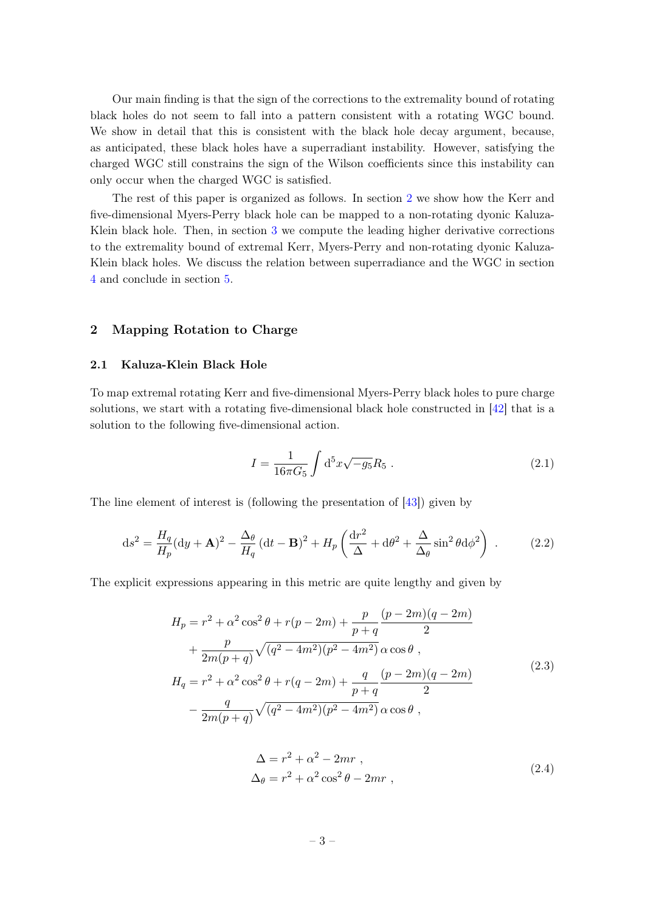Our main finding is that the sign of the corrections to the extremality bound of rotating black holes do not seem to fall into a pattern consistent with a rotating WGC bound. We show in detail that this is consistent with the black hole decay argument, because, as anticipated, these black holes have a superradiant instability. However, satisfying the charged WGC still constrains the sign of the Wilson coefficients since this instability can only occur when the charged WGC is satisfied.

The rest of this paper is organized as follows. In section 2 we show how the Kerr and five-dimensional Myers-Perry black hole can be mapped to a non-rotating dyonic Kaluza-Klein black hole. Then, in section 3 we compute the leading higher derivative corrections to the extremality bound of extremal Kerr, Myers-Perry and non-rotating dyonic Kaluza-Klein black holes. We discuss the relation between superradiance and the WGC in section 4 and conclude in section 5.

## 2 Mapping Rotation to Charge

### 2.1 Kaluza-Klein Black Hole

To map extremal rotating Kerr and five-dimensional Myers-Perry black holes to pure charge solutions, we start with a rotating five-dimensional black hole constructed in [42] that is a solution to the following five-dimensional action.

$$
I = \frac{1}{16\pi G_5} \int \mathrm{d}^5 x \sqrt{-g_5} R_5 \ . \tag{2.1}
$$

The line element of interest is (following the presentation of [43]) given by

$$
\mathrm{d}s^2 = \frac{H_q}{H_p}(\mathrm{d}y + \mathbf{A})^2 - \frac{\Delta_\theta}{H_q}\left(\mathrm{d}t - \mathbf{B}\right)^2 + H_p\left(\frac{\mathrm{d}r^2}{\Delta} + \mathrm{d}\theta^2 + \frac{\Delta}{\Delta_\theta}\sin^2\theta \mathrm{d}\phi^2\right) \ . \tag{2.2}
$$

The explicit expressions appearing in this metric are quite lengthy and given by

$$
\begin{aligned}
H_p &= r^2 + \alpha^2\cos^2\theta + r(p-2m) + \frac{p}{p+q}\frac{(p-2m)(q-2m)}{2} \\
&\quad + \frac{p}{2m(p+q)}\sqrt{(q^2-4m^2)(p^2-4m^2)}\,\alpha\cos\theta \ , \\
H_q &= r^2 + \alpha^2\cos^2\theta + r(q-2m) + \frac{q}{p+q}\frac{(p-2m)(q-2m)}{2} \\
&\quad - \frac{q}{2m(p+q)}\sqrt{(q^2-4m^2)(p^2-4m^2)}\,\alpha\cos\theta \ ,
\end{aligned} \tag{2.3}
$$

$$
\begin{aligned}
\Delta &= r^2 + \alpha^2 - 2mr \ , \\
\Delta_\theta &= r^2 + \alpha^2\cos^2\theta - 2mr \ ,
\end{aligned} \tag{2.4}
$$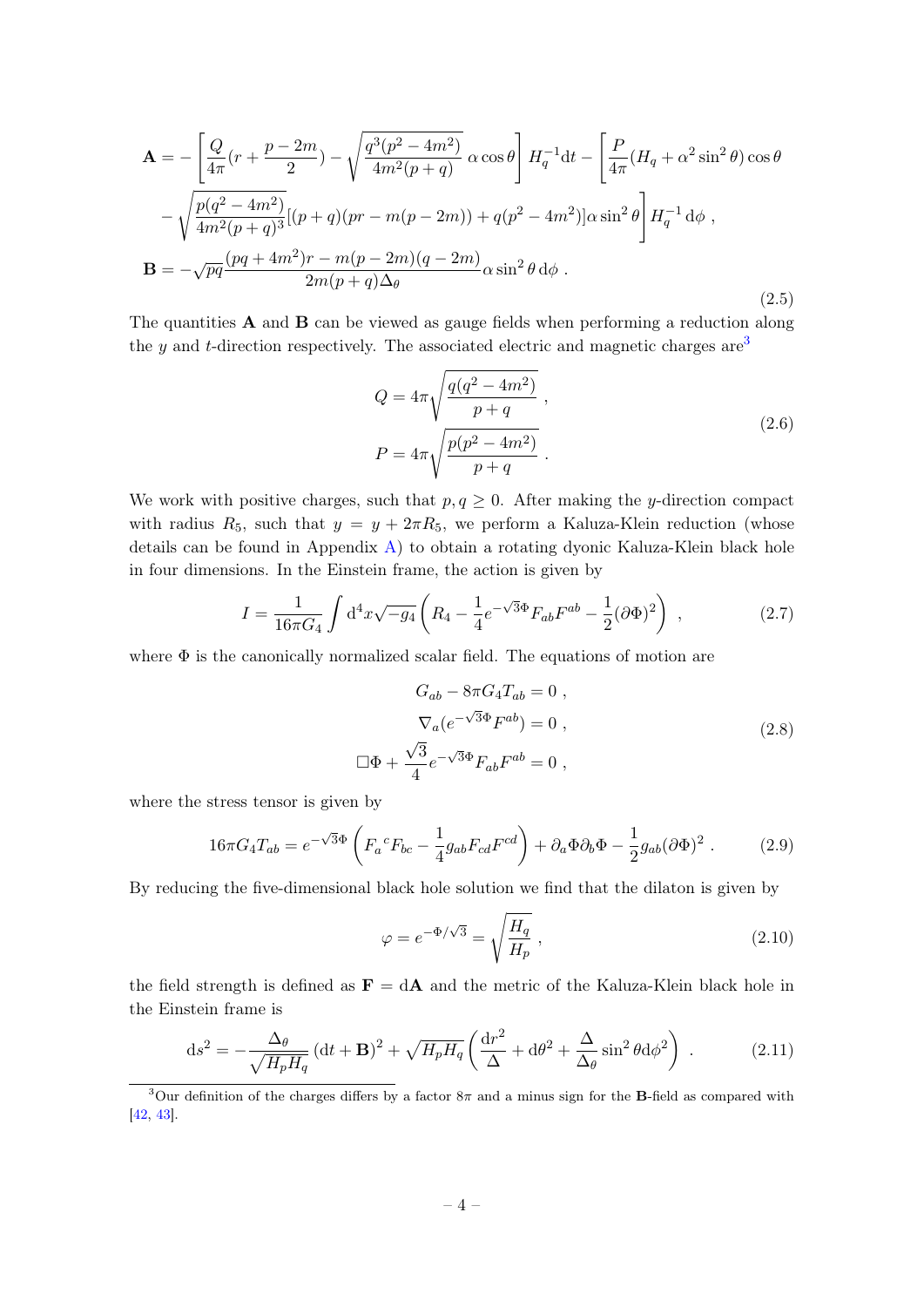$$
\begin{aligned}
\mathbf{A} =& -\left[\frac{Q}{4\pi}(r+\frac{p-2m}{2}) - \sqrt{\frac{q^3(p^2-4m^2)}{4m^2(p+q)}}\,\alpha\cos\theta\right] H_q^{-1}\mathrm{d}t - \left[\frac{P}{4\pi}(H_q+\alpha^2\sin^2\theta)\cos\theta\right. \\
& \left. -\sqrt{\frac{p(q^2-4m^2)}{4m^2(p+q)^3}}[(p+q)(pr-m(p-2m))+q(p^2-4m^2)]\alpha\sin^2\theta\right] H_q^{-1}\,\mathrm{d}\phi\;, \\
\mathbf{B} =& -\sqrt{pq}\frac{(pq+4m^2)r-m(p-2m)(q-2m)}{2m(p+q)\Delta_\theta}\alpha\sin^2\theta\,\mathrm{d}\phi\;.
\end{aligned}
\tag{2.5}
$$

The quantities $\mathbf{A}$ and $\mathbf{B}$ can be viewed as gauge fields when performing a reduction along the $y$ and $t$-direction respectively. The associated electric and magnetic charges are[3]

$$
\begin{aligned}
Q &= 4\pi\sqrt{\frac{q(q^2-4m^2)}{p+q}}\;, \\
P &= 4\pi\sqrt{\frac{p(p^2-4m^2)}{p+q}}\;.
\end{aligned}
\tag{2.6}
$$

We work with positive charges, such that $p, q \geq 0$. After making the $y$-direction compact with radius $R_5$, such that $y = y + 2\pi R_5$, we perform a Kaluza-Klein reduction (whose details can be found in Appendix A) to obtain a rotating dyonic Kaluza-Klein black hole in four dimensions. In the Einstein frame, the action is given by

$$
I = \frac{1}{16\pi G_4}\int \mathrm{d}^4x\sqrt{-g_4}\left(R_4 - \frac{1}{4}e^{-\sqrt{3}\Phi}F_{ab}F^{ab} - \frac{1}{2}(\partial\Phi)^2\right)\;, \tag{2.7}
$$

where $\Phi$ is the canonically normalized scalar field. The equations of motion are

$$
\begin{aligned}
G_{ab} - 8\pi G_4 T_{ab} &= 0\;, \\
\nabla_a(e^{-\sqrt{3}\Phi}F^{ab}) &= 0\;, \\
\Box\Phi + \frac{\sqrt{3}}{4}e^{-\sqrt{3}\Phi}F_{ab}F^{ab} &= 0\;,
\end{aligned}
\tag{2.8}
$$

where the stress tensor is given by

$$
16\pi G_4 T_{ab} = e^{-\sqrt{3}\Phi}\left(F_a{}^c F_{bc} - \frac{1}{4}g_{ab}F_{cd}F^{cd}\right) + \partial_a\Phi\partial_b\Phi - \frac{1}{2}g_{ab}(\partial\Phi)^2\;. \tag{2.9}
$$

By reducing the five-dimensional black hole solution we find that the dilaton is given by

$$
\varphi = e^{-\Phi/\sqrt{3}} = \sqrt{\frac{H_q}{H_p}}\;, \tag{2.10}
$$

the field strength is defined as $\mathbf{F} = \mathrm{d}\mathbf{A}$ and the metric of the Kaluza-Klein black hole in the Einstein frame is

$$
\mathrm{d}s^2 = -\frac{\Delta_\theta}{\sqrt{H_pH_q}}\left(\mathrm{d}t + \mathbf{B}\right)^2 + \sqrt{H_pH_q}\left(\frac{\mathrm{d}r^2}{\Delta} + \mathrm{d}\theta^2 + \frac{\Delta}{\Delta_\theta}\sin^2\theta\mathrm{d}\phi^2\right)\;. \tag{2.11}
$$

[3] Our definition of the charges differs by a factor $8\pi$ and a minus sign for the $\mathbf{B}$-field as compared with [42, 43].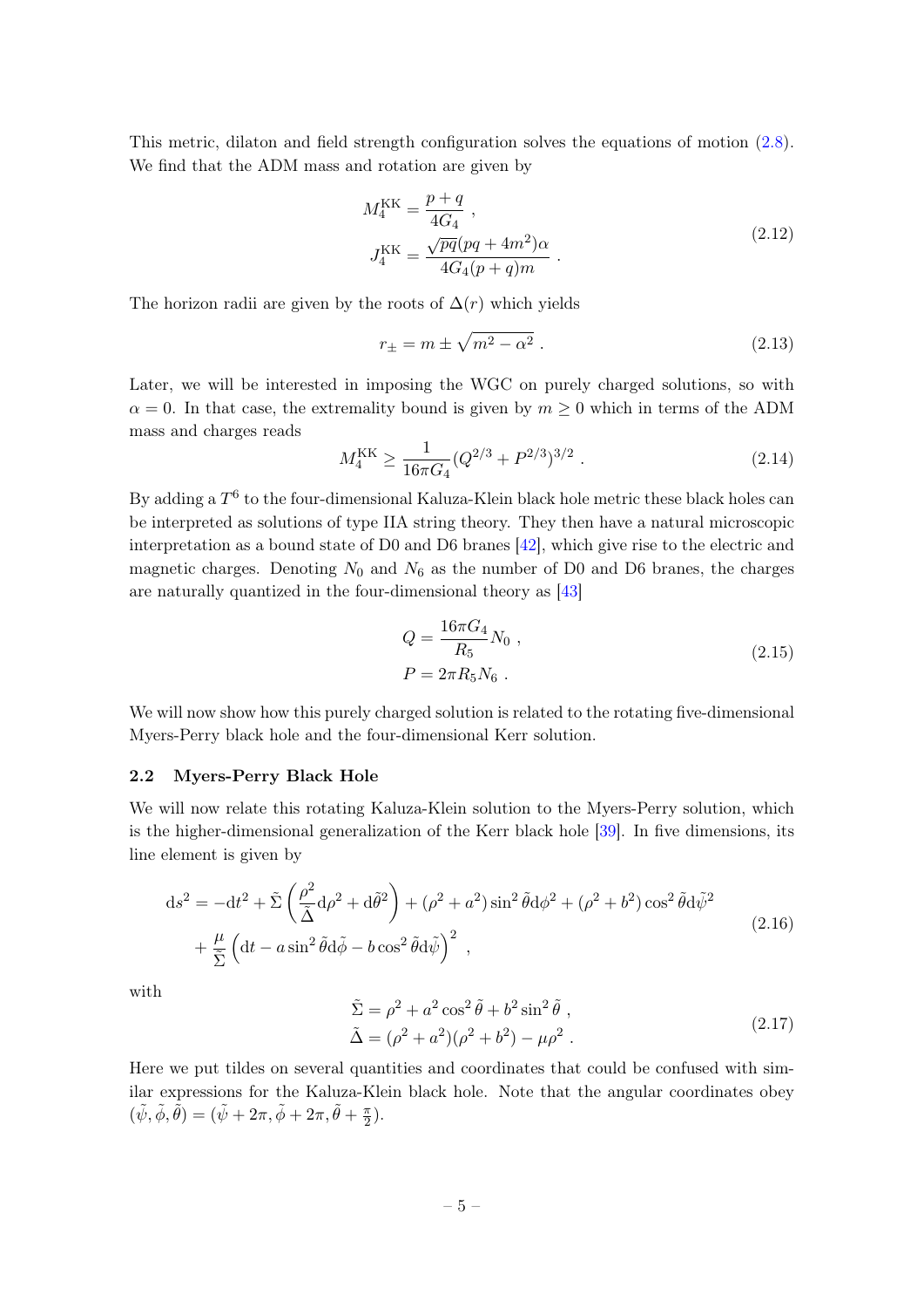This metric, dilaton and field strength configuration solves the equations of motion (2.8). We find that the ADM mass and rotation are given by

$$
\begin{aligned}
M_4^{\text{KK}} &= \frac{p+q}{4G_4} \ , \\
J_4^{\text{KK}} &= \frac{\sqrt{pq}(pq+4m^2)\alpha}{4G_4(p+q)m} \ .
\end{aligned}
\tag{2.12}
$$

The horizon radii are given by the roots of $\Delta(r)$ which yields

$$
r_\pm = m \pm \sqrt{m^2 - \alpha^2} \ . \tag{2.13}
$$

Later, we will be interested in imposing the WGC on purely charged solutions, so with $\alpha = 0$. In that case, the extremality bound is given by $m \geq 0$ which in terms of the ADM mass and charges reads

$$
M_4^{\text{KK}} \geq \frac{1}{16\pi G_4}(Q^{2/3} + P^{2/3})^{3/2} \ . \tag{2.14}
$$

By adding a $T^6$ to the four-dimensional Kaluza-Klein black hole metric these black holes can be interpreted as solutions of type IIA string theory. They then have a natural microscopic interpretation as a bound state of D0 and D6 branes [42], which give rise to the electric and magnetic charges. Denoting $N_0$ and $N_6$ as the number of D0 and D6 branes, the charges are naturally quantized in the four-dimensional theory as [43]

$$
\begin{aligned}
Q &= \frac{16\pi G_4}{R_5} N_0 \ , \\
P &= 2\pi R_5 N_6 \ .
\end{aligned}
\tag{2.15}
$$

We will now show how this purely charged solution is related to the rotating five-dimensional Myers-Perry black hole and the four-dimensional Kerr solution.

### 2.2 Myers-Perry Black Hole

We will now relate this rotating Kaluza-Klein solution to the Myers-Perry solution, which is the higher-dimensional generalization of the Kerr black hole [39]. In five dimensions, its line element is given by

$$
\begin{aligned}
\mathrm{d}s^2 = &-\mathrm{d}t^2 + \tilde{\Sigma}\left(\frac{\rho^2}{\tilde{\Delta}}\mathrm{d}\rho^2 + \mathrm{d}\tilde{\theta}^2\right) + (\rho^2 + a^2)\sin^2\tilde{\theta}\mathrm{d}\phi^2 + (\rho^2 + b^2)\cos^2\tilde{\theta}\mathrm{d}\tilde{\psi}^2 \\
&+ \frac{\mu}{\tilde{\Sigma}}\left(\mathrm{d}t - a\sin^2\tilde{\theta}\mathrm{d}\tilde{\phi} - b\cos^2\tilde{\theta}\mathrm{d}\tilde{\psi}\right)^2 \ ,
\end{aligned}
\tag{2.16}
$$

with

$$
\begin{aligned}
\tilde{\Sigma} &= \rho^2 + a^2\cos^2\tilde{\theta} + b^2\sin^2\tilde{\theta} \ , \\
\tilde{\Delta} &= (\rho^2 + a^2)(\rho^2 + b^2) - \mu\rho^2 \ .
\end{aligned}
\tag{2.17}
$$

Here we put tildes on several quantities and coordinates that could be confused with similar expressions for the Kaluza-Klein black hole. Note that the angular coordinates obey $(\tilde{\psi}, \tilde{\phi}, \tilde{\theta}) = (\tilde{\psi} + 2\pi, \tilde{\phi} + 2\pi, \tilde{\theta} + \frac{\pi}{2})$.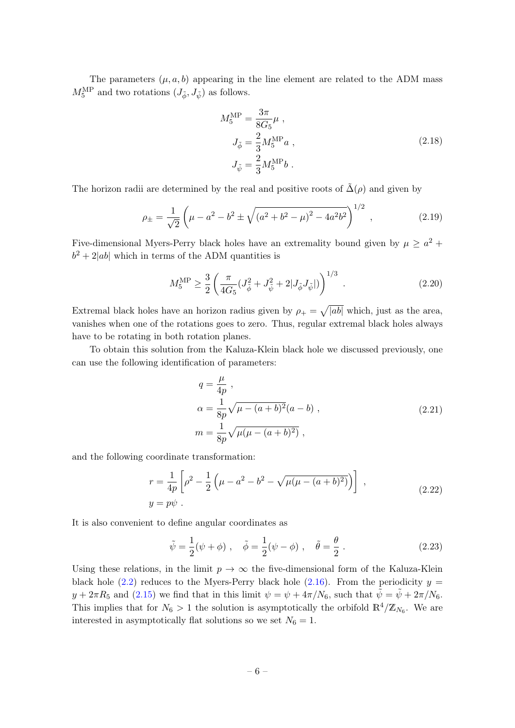The parameters $(\mu, a, b)$ appearing in the line element are related to the ADM mass $M_5^{\rm MP}$ and two rotations $(J_{\tilde{\phi}}, J_{\tilde{\psi}})$ as follows.

$$
\begin{aligned}
M_5^{\rm MP} &= \frac{3\pi}{8G_5}\mu \ , \\
J_{\tilde{\phi}} &= \frac{2}{3}M_5^{\rm MP} a \ , \\
J_{\tilde{\psi}} &= \frac{2}{3}M_5^{\rm MP} b \ .
\end{aligned}
\tag{2.18}
$$

The horizon radii are determined by the real and positive roots of $\tilde{\Delta}(\rho)$ and given by

$$
\rho_\pm = \frac{1}{\sqrt{2}}\left(\mu - a^2 - b^2 \pm \sqrt{(a^2+b^2-\mu)^2 - 4a^2b^2}\right)^{1/2} \ , \tag{2.19}
$$

Five-dimensional Myers-Perry black holes have an extremality bound given by $\mu \geq a^2 + b^2 + 2|ab|$ which in terms of the ADM quantities is

$$
M_5^{\rm MP} \geq \frac{3}{2}\left(\frac{\pi}{4G_5}(J_{\tilde{\phi}}^2 + J_{\tilde{\psi}}^2 + 2|J_{\tilde{\phi}}J_{\tilde{\psi}}|)\right)^{1/3} \ . \tag{2.20}
$$

Extremal black holes have an horizon radius given by $\rho_+ = \sqrt{|ab|}$ which, just as the area, vanishes when one of the rotations goes to zero. Thus, regular extremal black holes always have to be rotating in both rotation planes.

To obtain this solution from the Kaluza-Klein black hole we discussed previously, one can use the following identification of parameters:

$$
\begin{aligned}
q &= \frac{\mu}{4p} \ , \\
\alpha &= \frac{1}{8p}\sqrt{\mu - (a+b)^2}(a-b) \ , \\
m &= \frac{1}{8p}\sqrt{\mu(\mu-(a+b)^2)} \ ,
\end{aligned}
\tag{2.21}
$$

and the following coordinate transformation:

$$
\begin{aligned}
r &= \frac{1}{4p}\left[\rho^2 - \frac{1}{2}\left(\mu - a^2 - b^2 - \sqrt{\mu(\mu-(a+b)^2)}\right)\right] \ , \\
y &= p\psi \ .
\end{aligned}
\tag{2.22}
$$

It is also convenient to define angular coordinates as

$$
\tilde{\psi} = \frac{1}{2}(\psi + \phi) \ , \quad \tilde{\phi} = \frac{1}{2}(\psi - \phi) \ , \quad \tilde{\theta} = \frac{\theta}{2} \ . \tag{2.23}
$$

Using these relations, in the limit $p \to \infty$ the five-dimensional form of the Kaluza-Klein black hole (2.2) reduces to the Myers-Perry black hole (2.16). From the periodicity $y = y + 2\pi R_5$ and (2.15) we find that in this limit $\psi = \psi + 4\pi/N_6$, such that $\tilde{\psi} = \tilde{\psi} + 2\pi/N_6$. This implies that for $N_6 > 1$ the solution is asymptotically the orbifold $\mathbb{R}^4/\mathbb{Z}_{N_6}$. We are interested in asymptotically flat solutions so we set $N_6 = 1$.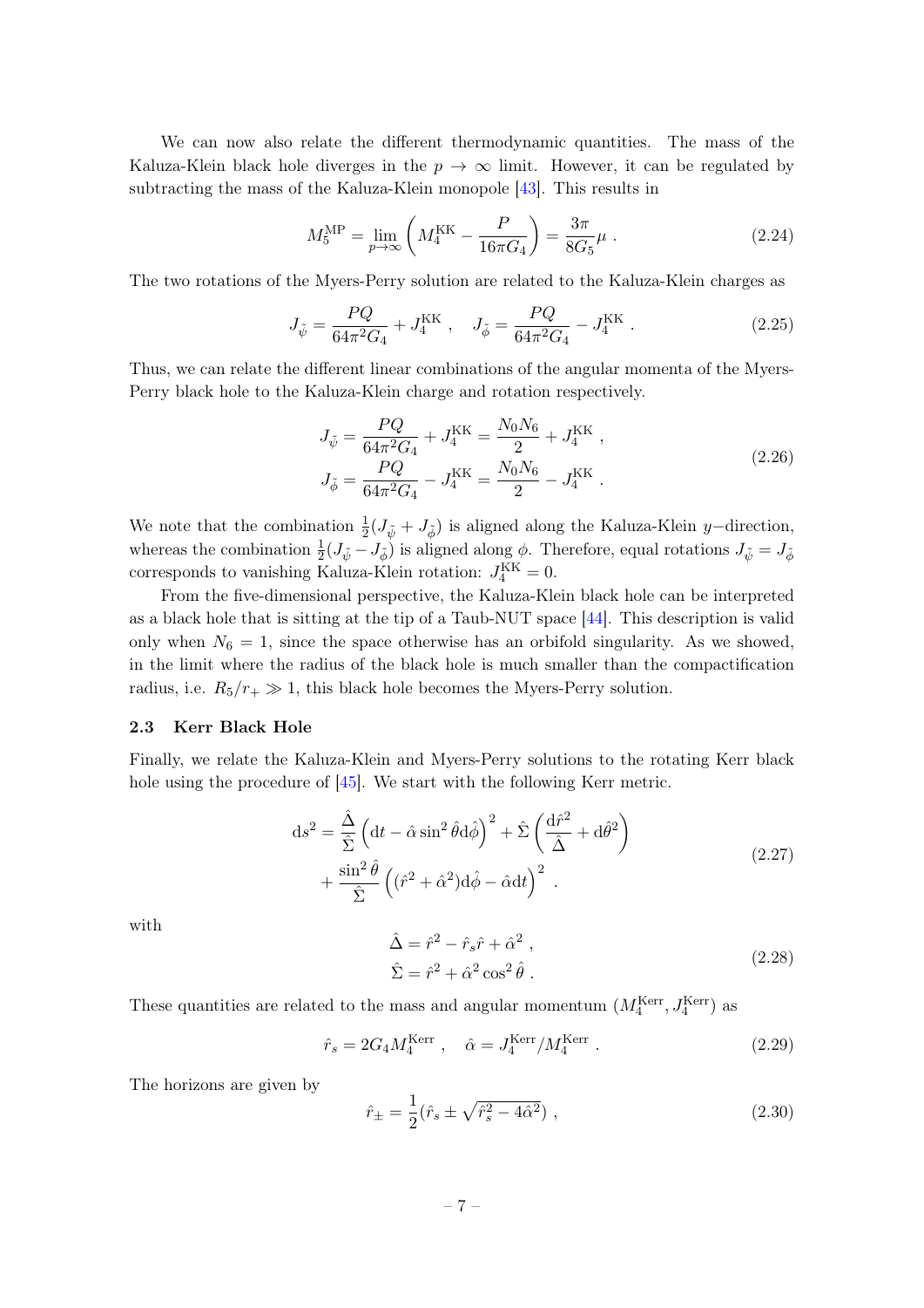We can now also relate the different thermodynamic quantities. The mass of the Kaluza-Klein black hole diverges in the $p \to \infty$ limit. However, it can be regulated by subtracting the mass of the Kaluza-Klein monopole [43]. This results in

$$M_5^{\rm MP} = \lim_{p\to\infty}\left(M_4^{\rm KK} - \frac{P}{16\pi G_4}\right) = \frac{3\pi}{8G_5}\mu \ . \tag{2.24}$$

The two rotations of the Myers-Perry solution are related to the Kaluza-Klein charges as

$$J_{\tilde\psi} = \frac{PQ}{64\pi^2 G_4} + J_4^{\rm KK} \ , \quad J_{\tilde\phi} = \frac{PQ}{64\pi^2 G_4} - J_4^{\rm KK} \ . \tag{2.25}$$

Thus, we can relate the different linear combinations of the angular momenta of the Myers-Perry black hole to the Kaluza-Klein charge and rotation respectively.

$$\begin{aligned} J_{\tilde\psi} &= \frac{PQ}{64\pi^2 G_4} + J_4^{\rm KK} = \frac{N_0 N_6}{2} + J_4^{\rm KK} \ , \\ J_{\tilde\phi} &= \frac{PQ}{64\pi^2 G_4} - J_4^{\rm KK} = \frac{N_0 N_6}{2} - J_4^{\rm KK} \ . \end{aligned} \tag{2.26}$$

We note that the combination $\frac{1}{2}(J_{\tilde\psi} + J_{\tilde\phi})$ is aligned along the Kaluza-Klein $y-$direction, whereas the combination $\frac{1}{2}(J_{\tilde\psi} - J_{\tilde\phi})$ is aligned along $\phi$. Therefore, equal rotations $J_{\tilde\psi} = J_{\tilde\phi}$ corresponds to vanishing Kaluza-Klein rotation: $J_4^{\rm KK} = 0$.

From the five-dimensional perspective, the Kaluza-Klein black hole can be interpreted as a black hole that is sitting at the tip of a Taub-NUT space [44]. This description is valid only when $N_6 = 1$, since the space otherwise has an orbifold singularity. As we showed, in the limit where the radius of the black hole is much smaller than the compactification radius, i.e. $R_5/r_+ \gg 1$, this black hole becomes the Myers-Perry solution.

### 2.3 Kerr Black Hole

Finally, we relate the Kaluza-Klein and Myers-Perry solutions to the rotating Kerr black hole using the procedure of [45]. We start with the following Kerr metric.

$$\begin{aligned} {\rm d}s^2 = \frac{\hat\Delta}{\hat\Sigma}\left({\rm d}t - \hat\alpha \sin^2\hat\theta {\rm d}\hat\phi\right)^2 + \hat\Sigma\left(\frac{{\rm d}\hat r^2}{\hat\Delta} + {\rm d}\hat\theta^2\right) \\ + \frac{\sin^2\hat\theta}{\hat\Sigma}\left((\hat r^2 + \hat\alpha^2){\rm d}\hat\phi - \hat\alpha {\rm d}t\right)^2 \ . \end{aligned} \tag{2.27}$$

with

$$\begin{aligned} \hat\Delta &= \hat r^2 - \hat r_s \hat r + \hat\alpha^2 \ , \\ \hat\Sigma &= \hat r^2 + \hat\alpha^2\cos^2\hat\theta \ . \end{aligned} \tag{2.28}$$

These quantities are related to the mass and angular momentum $(M_4^{\rm Kerr}, J_4^{\rm Kerr})$ as

$$\hat r_s = 2G_4 M_4^{\rm Kerr} \ , \quad \hat\alpha = J_4^{\rm Kerr}/M_4^{\rm Kerr} \ . \tag{2.29}$$

The horizons are given by

$$\hat r_\pm = \frac{1}{2}(\hat r_s \pm \sqrt{\hat r_s^2 - 4\hat\alpha^2}) \ , \tag{2.30}$$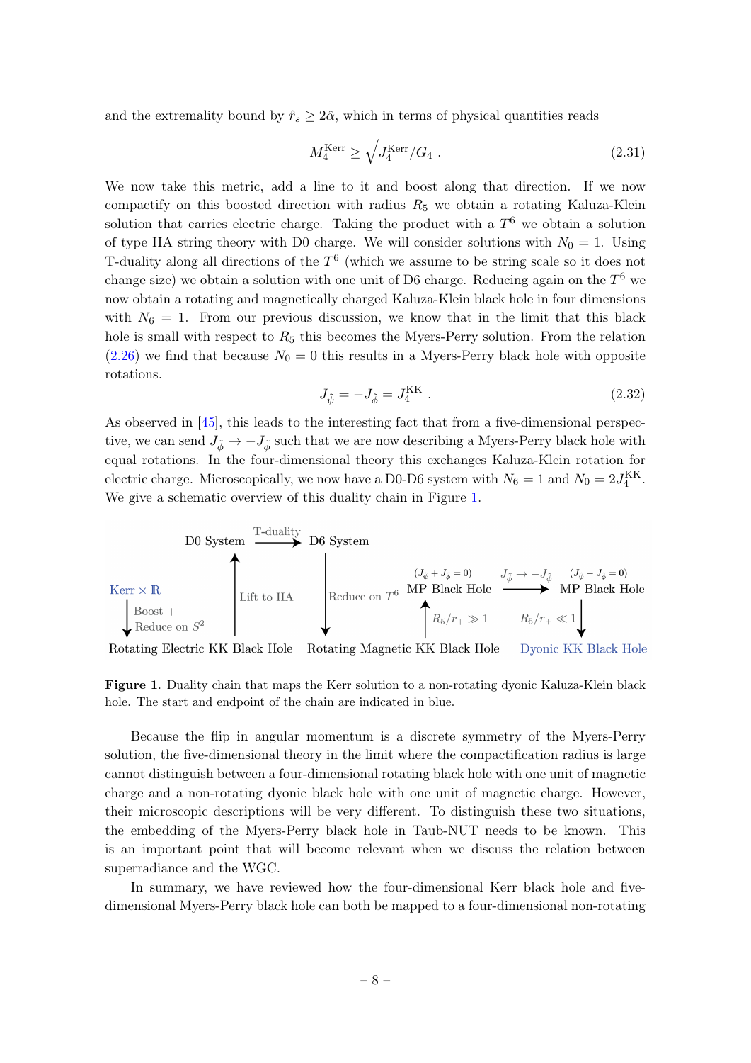and the extremality bound by $\hat{r}_s \geq 2\hat{\alpha}$, which in terms of physical quantities reads

$$M_4^{\text{Kerr}} \geq \sqrt{J_4^{\text{Kerr}}/G_4} \,. \tag{2.31}$$

We now take this metric, add a line to it and boost along that direction. If we now compactify on this boosted direction with radius $R_5$ we obtain a rotating Kaluza-Klein solution that carries electric charge. Taking the product with a $T^6$ we obtain a solution of type IIA string theory with D0 charge. We will consider solutions with $N_0 = 1$. Using T-duality along all directions of the $T^6$ (which we assume to be string scale so it does not change size) we obtain a solution with one unit of D6 charge. Reducing again on the $T^6$ we now obtain a rotating and magnetically charged Kaluza-Klein black hole in four dimensions with $N_6 = 1$. From our previous discussion, we know that in the limit that this black hole is small with respect to $R_5$ this becomes the Myers-Perry solution. From the relation (2.26) we find that because $N_0 = 0$ this results in a Myers-Perry black hole with opposite rotations.

$$J_{\tilde{\psi}} = -J_{\tilde{\phi}} = J_4^{\text{KK}} \,. \tag{2.32}$$

As observed in [45], this leads to the interesting fact that from a five-dimensional perspective, we can send $J_{\tilde{\phi}} \to -J_{\tilde{\phi}}$ such that we are now describing a Myers-Perry black hole with equal rotations. In the four-dimensional theory this exchanges Kaluza-Klein rotation for electric charge. Microscopically, we now have a D0-D6 system with $N_6 = 1$ and $N_0 = 2J_4^{\text{KK}}$. We give a schematic overview of this duality chain in Figure 1.

**Figure 1**. Duality chain that maps the Kerr solution to a non-rotating dyonic Kaluza-Klein black hole. The start and endpoint of the chain are indicated in blue.

Because the flip in angular momentum is a discrete symmetry of the Myers-Perry solution, the five-dimensional theory in the limit where the compactification radius is large cannot distinguish between a four-dimensional rotating black hole with one unit of magnetic charge and a non-rotating dyonic black hole with one unit of magnetic charge. However, their microscopic descriptions will be very different. To distinguish these two situations, the embedding of the Myers-Perry black hole in Taub-NUT needs to be known. This is an important point that will become relevant when we discuss the relation between superradiance and the WGC.

In summary, we have reviewed how the four-dimensional Kerr black hole and five-dimensional Myers-Perry black hole can both be mapped to a four-dimensional non-rotating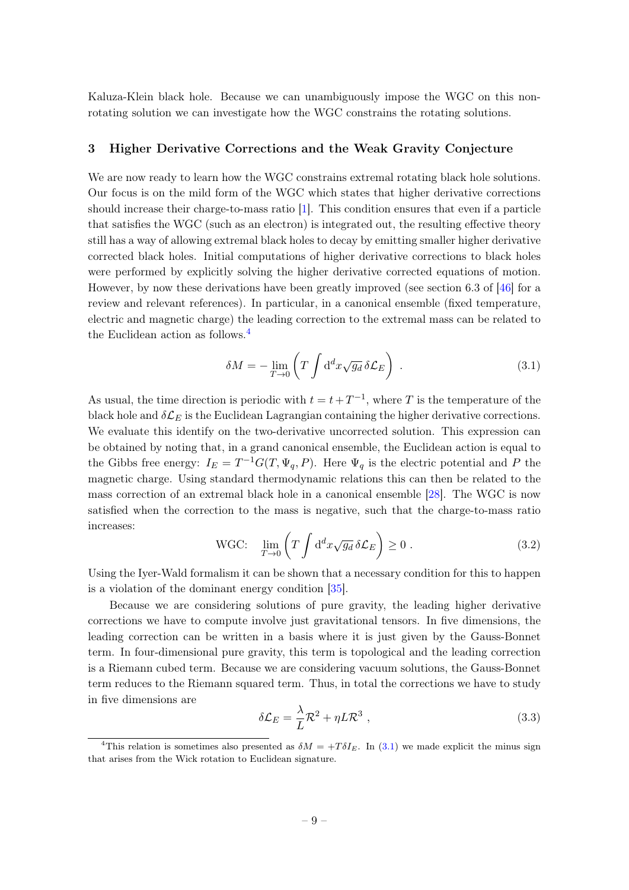Kaluza-Klein black hole. Because we can unambiguously impose the WGC on this non-rotating solution we can investigate how the WGC constrains the rotating solutions.

## 3 Higher Derivative Corrections and the Weak Gravity Conjecture

We are now ready to learn how the WGC constrains extremal rotating black hole solutions. Our focus is on the mild form of the WGC which states that higher derivative corrections should increase their charge-to-mass ratio [1]. This condition ensures that even if a particle that satisfies the WGC (such as an electron) is integrated out, the resulting effective theory still has a way of allowing extremal black holes to decay by emitting smaller higher derivative corrected black holes. Initial computations of higher derivative corrections to black holes were performed by explicitly solving the higher derivative corrected equations of motion. However, by now these derivations have been greatly improved (see section 6.3 of [46] for a review and relevant references). In particular, in a canonical ensemble (fixed temperature, electric and magnetic charge) the leading correction to the extremal mass can be related to the Euclidean action as follows.[4]

$$\delta M = -\lim_{T\to 0}\left(T\int \mathrm{d}^d x\sqrt{g_d}\,\delta\mathcal{L}_E\right) \ . \tag{3.1}$$

As usual, the time direction is periodic with $t = t + T^{-1}$, where $T$ is the temperature of the black hole and $\delta\mathcal{L}_E$ is the Euclidean Lagrangian containing the higher derivative corrections. We evaluate this identify on the two-derivative uncorrected solution. This expression can be obtained by noting that, in a grand canonical ensemble, the Euclidean action is equal to the Gibbs free energy: $I_E = T^{-1}G(T, \Psi_q, P)$. Here $\Psi_q$ is the electric potential and $P$ the magnetic charge. Using standard thermodynamic relations this can then be related to the mass correction of an extremal black hole in a canonical ensemble [28]. The WGC is now satisfied when the correction to the mass is negative, such that the charge-to-mass ratio increases:

$$\text{WGC:}\quad \lim_{T\to 0}\left(T\int \mathrm{d}^d x\sqrt{g_d}\,\delta\mathcal{L}_E\right) \geq 0 \ . \tag{3.2}$$

Using the Iyer-Wald formalism it can be shown that a necessary condition for this to happen is a violation of the dominant energy condition [35].

Because we are considering solutions of pure gravity, the leading higher derivative corrections we have to compute involve just gravitational tensors. In five dimensions, the leading correction can be written in a basis where it is just given by the Gauss-Bonnet term. In four-dimensional pure gravity, this term is topological and the leading correction is a Riemann cubed term. Because we are considering vacuum solutions, the Gauss-Bonnet term reduces to the Riemann squared term. Thus, in total the corrections we have to study in five dimensions are

$$\delta\mathcal{L}_E = \frac{\lambda}{L}\mathcal{R}^2 + \eta L\mathcal{R}^3 \ , \tag{3.3}$$

[4] This relation is sometimes also presented as $\delta M = +T\delta I_E$. In (3.1) we made explicit the minus sign that arises from the Wick rotation to Euclidean signature.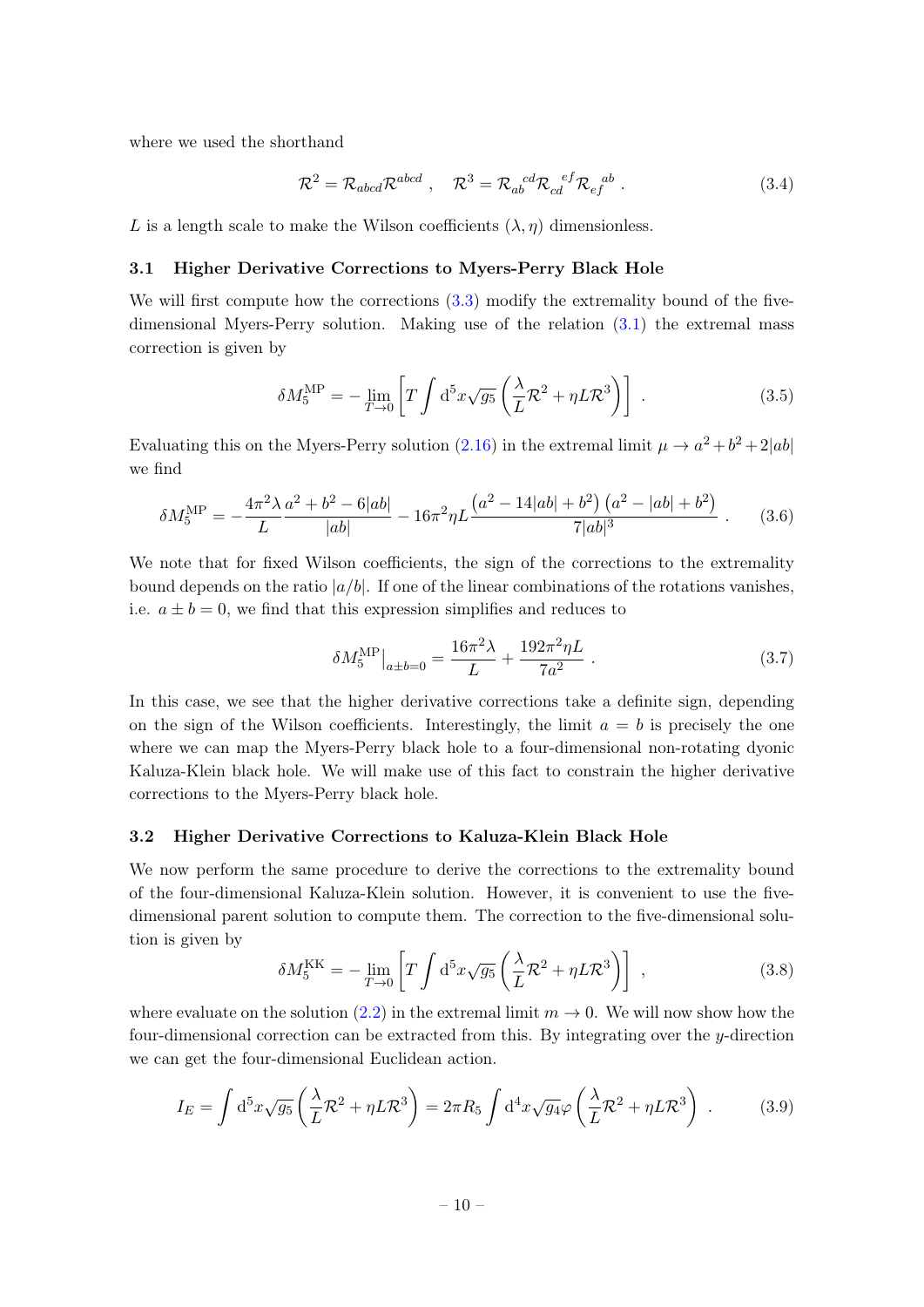where we used the shorthand

$$\mathcal{R}^2 = \mathcal{R}_{abcd}\mathcal{R}^{abcd}\ , \quad \mathcal{R}^3 = \mathcal{R}_{ab}{}^{cd}\mathcal{R}_{cd}{}^{ef}\mathcal{R}_{ef}{}^{ab}\ . \tag{3.4}$$

$L$ is a length scale to make the Wilson coefficients $(\lambda, \eta)$ dimensionless.

### 3.1 Higher Derivative Corrections to Myers-Perry Black Hole

We will first compute how the corrections (3.3) modify the extremality bound of the five-dimensional Myers-Perry solution. Making use of the relation (3.1) the extremal mass correction is given by

$$\delta M_5^{\text{MP}} = -\lim_{T\to 0}\left[T\int \mathrm{d}^5x\sqrt{g_5}\left(\frac{\lambda}{L}\mathcal{R}^2 + \eta L\mathcal{R}^3\right)\right]\ . \tag{3.5}$$

Evaluating this on the Myers-Perry solution (2.16) in the extremal limit $\mu \to a^2 + b^2 + 2|ab|$ we find

$$\delta M_5^{\text{MP}} = -\frac{4\pi^2\lambda}{L}\frac{a^2+b^2-6|ab|}{|ab|} - 16\pi^2\eta L\frac{\left(a^2-14|ab|+b^2\right)\left(a^2-|ab|+b^2\right)}{7|ab|^3}\ . \tag{3.6}$$

We note that for fixed Wilson coefficients, the sign of the corrections to the extremality bound depends on the ratio $|a/b|$. If one of the linear combinations of the rotations vanishes, i.e. $a \pm b = 0$, we find that this expression simplifies and reduces to

$$\delta M_5^{\text{MP}}\big|_{a\pm b=0} = \frac{16\pi^2\lambda}{L} + \frac{192\pi^2\eta L}{7a^2}\ . \tag{3.7}$$

In this case, we see that the higher derivative corrections take a definite sign, depending on the sign of the Wilson coefficients. Interestingly, the limit $a = b$ is precisely the one where we can map the Myers-Perry black hole to a four-dimensional non-rotating dyonic Kaluza-Klein black hole. We will make use of this fact to constrain the higher derivative corrections to the Myers-Perry black hole.

### 3.2 Higher Derivative Corrections to Kaluza-Klein Black Hole

We now perform the same procedure to derive the corrections to the extremality bound of the four-dimensional Kaluza-Klein solution. However, it is convenient to use the five-dimensional parent solution to compute them. The correction to the five-dimensional solution is given by

$$\delta M_5^{\text{KK}} = -\lim_{T\to 0}\left[T\int \mathrm{d}^5x\sqrt{g_5}\left(\frac{\lambda}{L}\mathcal{R}^2 + \eta L\mathcal{R}^3\right)\right]\ , \tag{3.8}$$

where evaluate on the solution (2.2) in the extremal limit $m \to 0$. We will now show how the four-dimensional correction can be extracted from this. By integrating over the $y$-direction we can get the four-dimensional Euclidean action.

$$I_E = \int \mathrm{d}^5x\sqrt{g_5}\left(\frac{\lambda}{L}\mathcal{R}^2 + \eta L\mathcal{R}^3\right) = 2\pi R_5\int \mathrm{d}^4x\sqrt{g_4}\varphi\left(\frac{\lambda}{L}\mathcal{R}^2 + \eta L\mathcal{R}^3\right)\ . \tag{3.9}$$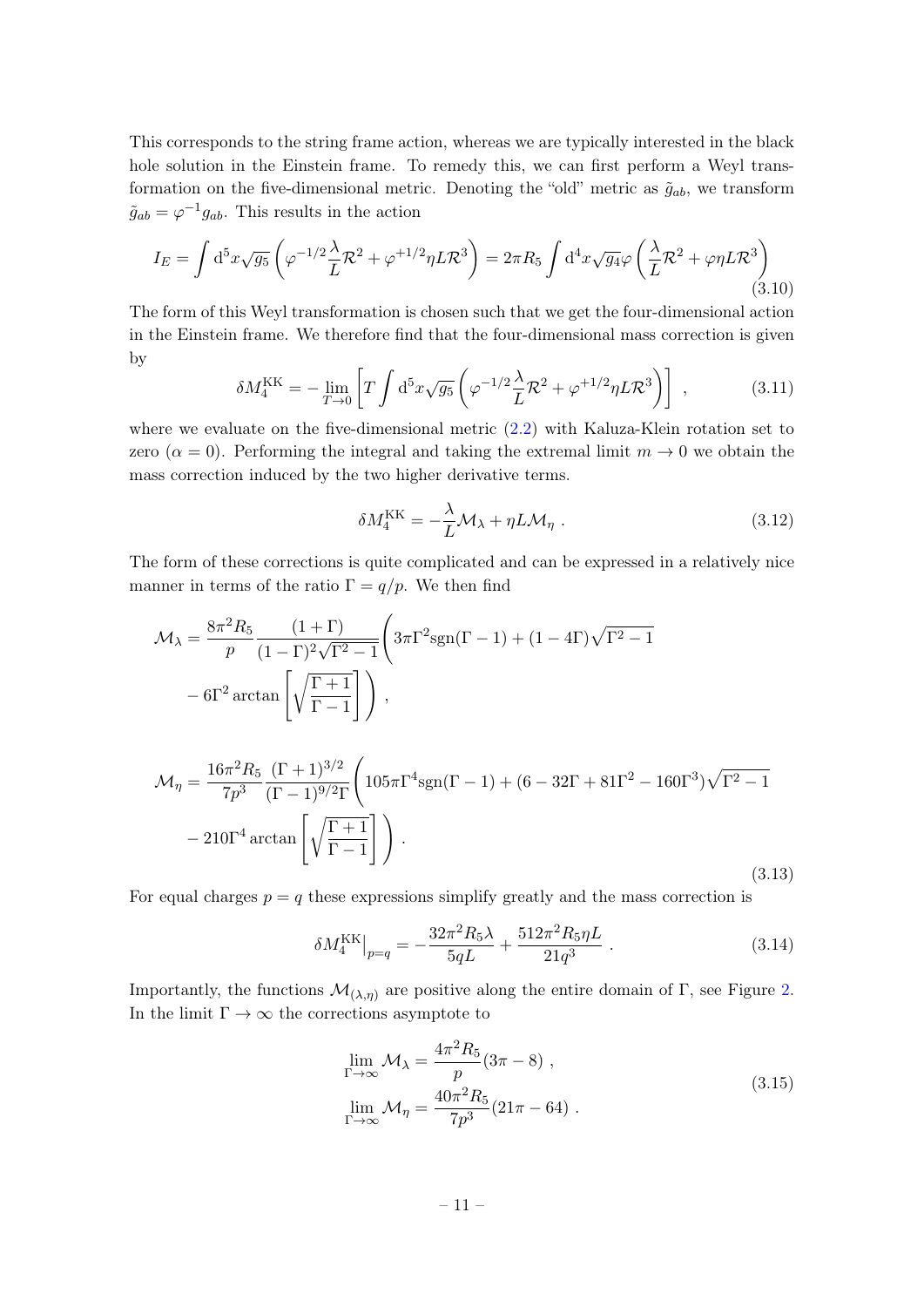This corresponds to the string frame action, whereas we are typically interested in the black hole solution in the Einstein frame. To remedy this, we can first perform a Weyl transformation on the five-dimensional metric. Denoting the "old" metric as $\tilde{g}_{ab}$, we transform $\tilde{g}_{ab} = \varphi^{-1} g_{ab}$. This results in the action

$$I_E = \int \mathrm{d}^5x \sqrt{g_5} \left( \varphi^{-1/2} \frac{\lambda}{L} \mathcal{R}^2 + \varphi^{+1/2} \eta L \mathcal{R}^3 \right) = 2\pi R_5 \int \mathrm{d}^4x \sqrt{g_4} \varphi \left( \frac{\lambda}{L} \mathcal{R}^2 + \varphi \eta L \mathcal{R}^3 \right) \tag{3.10}$$

The form of this Weyl transformation is chosen such that we get the four-dimensional action in the Einstein frame. We therefore find that the four-dimensional mass correction is given by

$$\delta M_4^{\mathrm{KK}} = - \lim_{T \to 0} \left[ T \int \mathrm{d}^5x \sqrt{g_5} \left( \varphi^{-1/2} \frac{\lambda}{L} \mathcal{R}^2 + \varphi^{+1/2} \eta L \mathcal{R}^3 \right) \right] , \tag{3.11}$$

where we evaluate on the five-dimensional metric (2.2) with Kaluza-Klein rotation set to zero ($\alpha = 0$). Performing the integral and taking the extremal limit $m \to 0$ we obtain the mass correction induced by the two higher derivative terms.

$$\delta M_4^{\mathrm{KK}} = - \frac{\lambda}{L} \mathcal{M}_\lambda + \eta L \mathcal{M}_\eta \ . \tag{3.12}$$

The form of these corrections is quite complicated and can be expressed in a relatively nice manner in terms of the ratio $\Gamma = q/p$. We then find

$$\begin{aligned}
\mathcal{M}_\lambda = \frac{8\pi^2 R_5}{p} \frac{(1+\Gamma)}{(1-\Gamma)^2 \sqrt{\Gamma^2 - 1}} \Bigg( & 3\pi \Gamma^2 \mathrm{sgn}(\Gamma - 1) + (1 - 4\Gamma)\sqrt{\Gamma^2 - 1} \\
& - 6\Gamma^2 \arctan \left[ \sqrt{\frac{\Gamma + 1}{\Gamma - 1}} \right] \Bigg) , \\
\mathcal{M}_\eta = \frac{16\pi^2 R_5}{7p^3} \frac{(\Gamma+1)^{3/2}}{(\Gamma - 1)^{9/2} \Gamma} \Bigg( & 105\pi \Gamma^4 \mathrm{sgn}(\Gamma - 1) + (6 - 32\Gamma + 81\Gamma^2 - 160\Gamma^3)\sqrt{\Gamma^2 - 1} \\
& - 210\Gamma^4 \arctan \left[ \sqrt{\frac{\Gamma + 1}{\Gamma - 1}} \right] \Bigg) .
\end{aligned} \tag{3.13}$$

For equal charges $p = q$ these expressions simplify greatly and the mass correction is

$$\delta M_4^{\mathrm{KK}}\big|_{p=q} = - \frac{32\pi^2 R_5 \lambda}{5qL} + \frac{512\pi^2 R_5 \eta L}{21 q^3} \ . \tag{3.14}$$

Importantly, the functions $\mathcal{M}_{(\lambda,\eta)}$ are positive along the entire domain of $\Gamma$, see Figure 2. In the limit $\Gamma \to \infty$ the corrections asymptote to

$$\begin{aligned}
\lim_{\Gamma \to \infty} \mathcal{M}_\lambda &= \frac{4\pi^2 R_5}{p} (3\pi - 8) , \\
\lim_{\Gamma \to \infty} \mathcal{M}_\eta &= \frac{40\pi^2 R_5}{7p^3} (21\pi - 64) .
\end{aligned} \tag{3.15}$$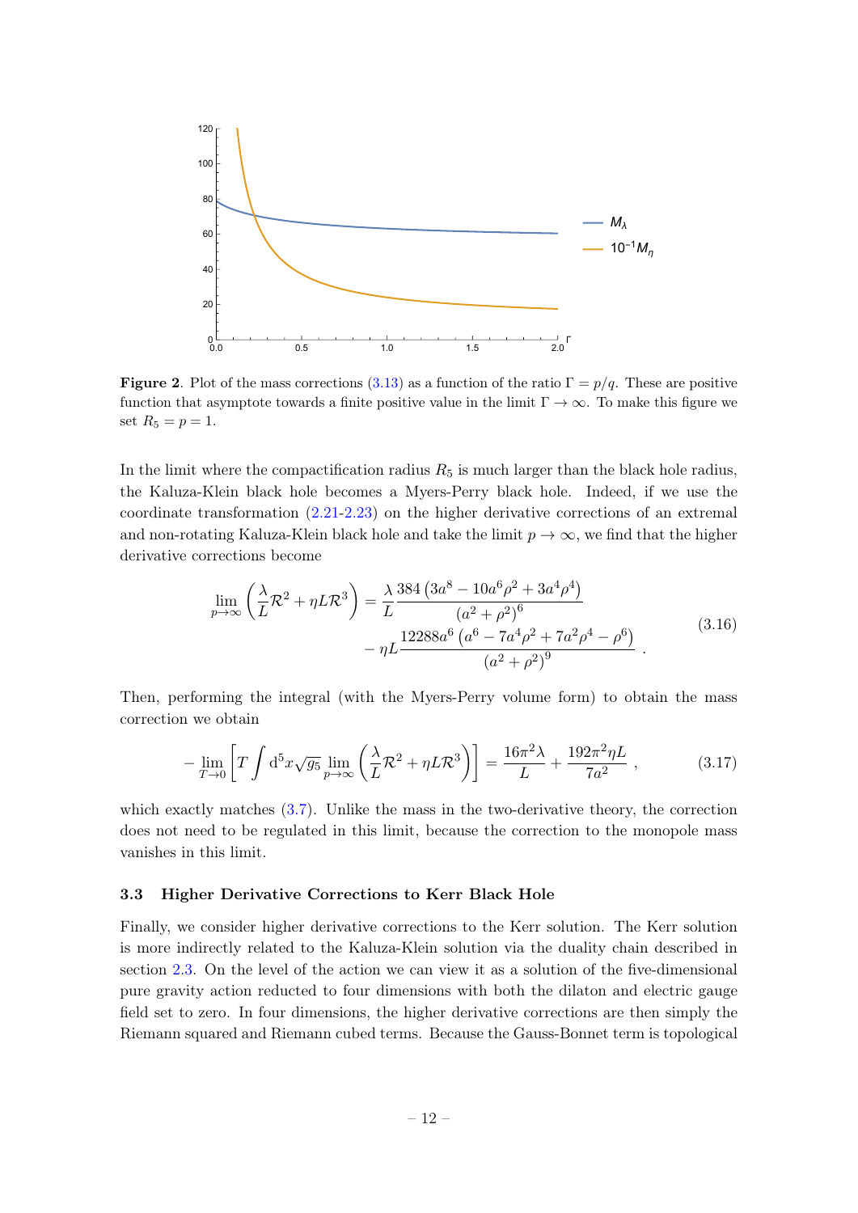**Figure 2**. Plot of the mass corrections (3.13) as a function of the ratio $\Gamma = p/q$. These are positive function that asymptote towards a finite positive value in the limit $\Gamma \to \infty$. To make this figure we set $R_5 = p = 1$.

In the limit where the compactification radius $R_5$ is much larger than the black hole radius, the Kaluza-Klein black hole becomes a Myers-Perry black hole. Indeed, if we use the coordinate transformation (2.21-2.23) on the higher derivative corrections of an extremal and non-rotating Kaluza-Klein black hole and take the limit $p \to \infty$, we find that the higher derivative corrections become

$$
\begin{aligned}
\lim_{p\to\infty}\left(\frac{\lambda}{L}\mathcal{R}^2 + \eta L\mathcal{R}^3\right) = \frac{\lambda}{L}\frac{384\left(3a^8 - 10a^6\rho^2 + 3a^4\rho^4\right)}{\left(a^2+\rho^2\right)^6} \\
- \eta L\frac{12288a^6\left(a^6 - 7a^4\rho^2 + 7a^2\rho^4 - \rho^6\right)}{\left(a^2+\rho^2\right)^9} .
\end{aligned}
\tag{3.16}
$$

Then, performing the integral (with the Myers-Perry volume form) to obtain the mass correction we obtain

$$
-\lim_{T\to 0}\left[T\int \mathrm{d}^5x\sqrt{g_5}\lim_{p\to\infty}\left(\frac{\lambda}{L}\mathcal{R}^2 + \eta L\mathcal{R}^3\right)\right] = \frac{16\pi^2\lambda}{L} + \frac{192\pi^2\eta L}{7a^2} , \tag{3.17}
$$

which exactly matches (3.7). Unlike the mass in the two-derivative theory, the correction does not need to be regulated in this limit, because the correction to the monopole mass vanishes in this limit.

### 3.3 Higher Derivative Corrections to Kerr Black Hole

Finally, we consider higher derivative corrections to the Kerr solution. The Kerr solution is more indirectly related to the Kaluza-Klein solution via the duality chain described in section 2.3. On the level of the action we can view it as a solution of the five-dimensional pure gravity action reducted to four dimensions with both the dilaton and electric gauge field set to zero. In four dimensions, the higher derivative corrections are then simply the Riemann squared and Riemann cubed terms. Because the Gauss-Bonnet term is topological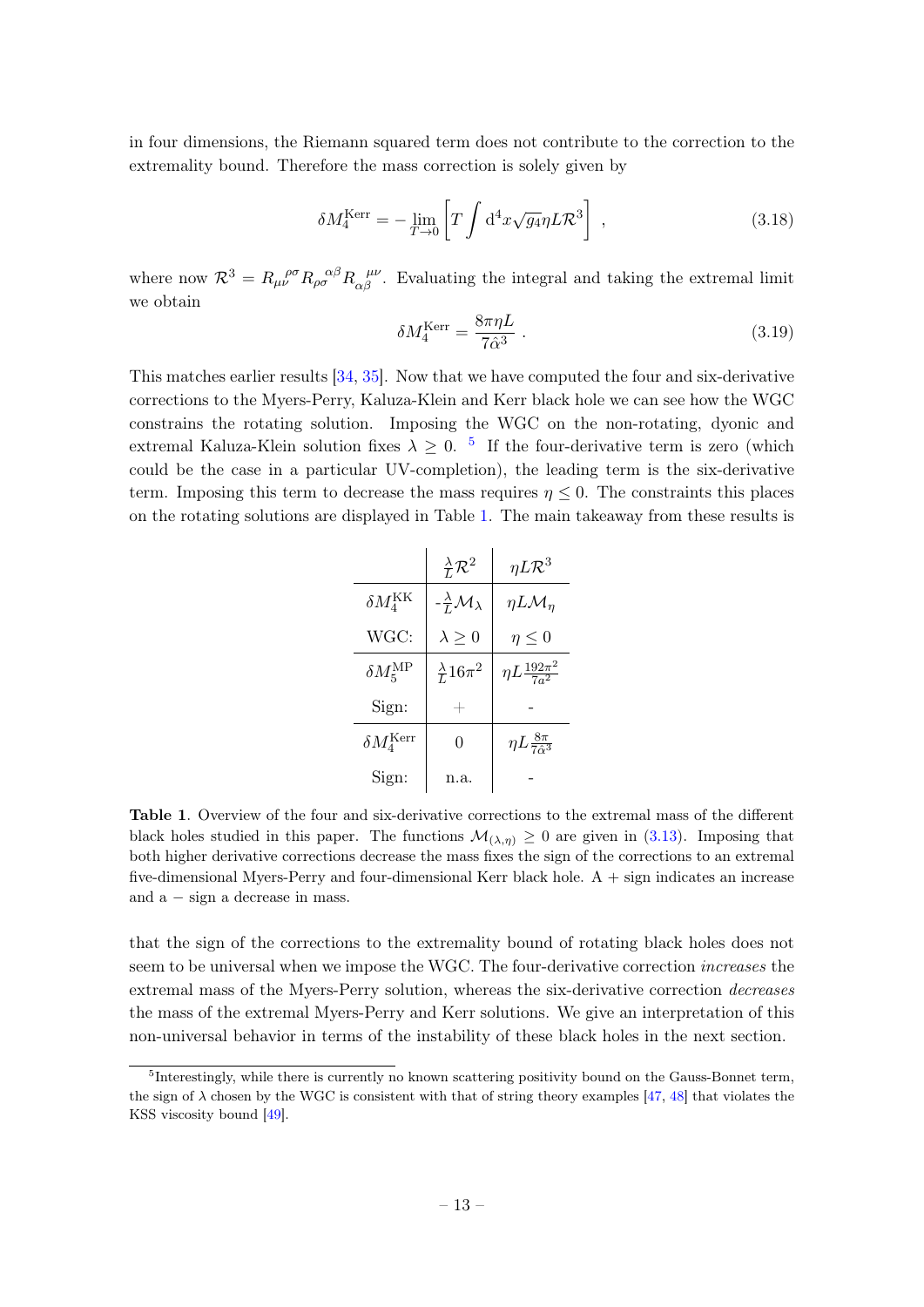in four dimensions, the Riemann squared term does not contribute to the correction to the extremality bound. Therefore the mass correction is solely given by

$$\delta M_4^{\text{Kerr}} = -\lim_{T\to 0}\left[T\int \mathrm{d}^4x\sqrt{g_4}\eta L\mathcal{R}^3\right] \,, \tag{3.18}$$

where now $\mathcal{R}^3 = R_{\mu\nu}{}^{\rho\sigma}R_{\rho\sigma}{}^{\alpha\beta}R_{\alpha\beta}{}^{\mu\nu}$. Evaluating the integral and taking the extremal limit we obtain

$$\delta M_4^{\text{Kerr}} = \frac{8\pi\eta L}{7\hat{\alpha}^3} \,. \tag{3.19}$$

This matches earlier results [34, 35]. Now that we have computed the four and six-derivative corrections to the Myers-Perry, Kaluza-Klein and Kerr black hole we can see how the WGC constrains the rotating solution. Imposing the WGC on the non-rotating, dyonic and extremal Kaluza-Klein solution fixes $\lambda \geq 0$. [5] If the four-derivative term is zero (which could be the case in a particular UV-completion), the leading term is the six-derivative term. Imposing this term to decrease the mass requires $\eta \leq 0$. The constraints this places on the rotating solutions are displayed in Table 1. The main takeaway from these results is

| | $\frac{\lambda}{L}\mathcal{R}^2$ | $\eta L\mathcal{R}^3$ |
|---|---|---|
| $\delta M_4^{\text{KK}}$ | $-\frac{\lambda}{L}\mathcal{M}_\lambda$ | $\eta L\mathcal{M}_\eta$ |
| WGC: | $\lambda \geq 0$ | $\eta \leq 0$ |
| $\delta M_5^{\text{MP}}$ | $\frac{\lambda}{L}16\pi^2$ | $\eta L\frac{192\pi^2}{7a^2}$ |
| Sign: | + | - |
| $\delta M_4^{\text{Kerr}}$ | 0 | $\eta L\frac{8\pi}{7\hat{\alpha}^3}$ |
| Sign: | n.a. | - |

**Table 1**. Overview of the four and six-derivative corrections to the extremal mass of the different black holes studied in this paper. The functions $\mathcal{M}_{(\lambda,\eta)} \geq 0$ are given in (3.13). Imposing that both higher derivative corrections decrease the mass fixes the sign of the corrections to an extremal five-dimensional Myers-Perry and four-dimensional Kerr black hole. A + sign indicates an increase and a − sign a decrease in mass.

that the sign of the corrections to the extremality bound of rotating black holes does not seem to be universal when we impose the WGC. The four-derivative correction *increases* the extremal mass of the Myers-Perry solution, whereas the six-derivative correction *decreases* the mass of the extremal Myers-Perry and Kerr solutions. We give an interpretation of this non-universal behavior in terms of the instability of these black holes in the next section.

[5] Interestingly, while there is currently no known scattering positivity bound on the Gauss-Bonnet term, the sign of $\lambda$ chosen by the WGC is consistent with that of string theory examples [47, 48] that violates the KSS viscosity bound [49].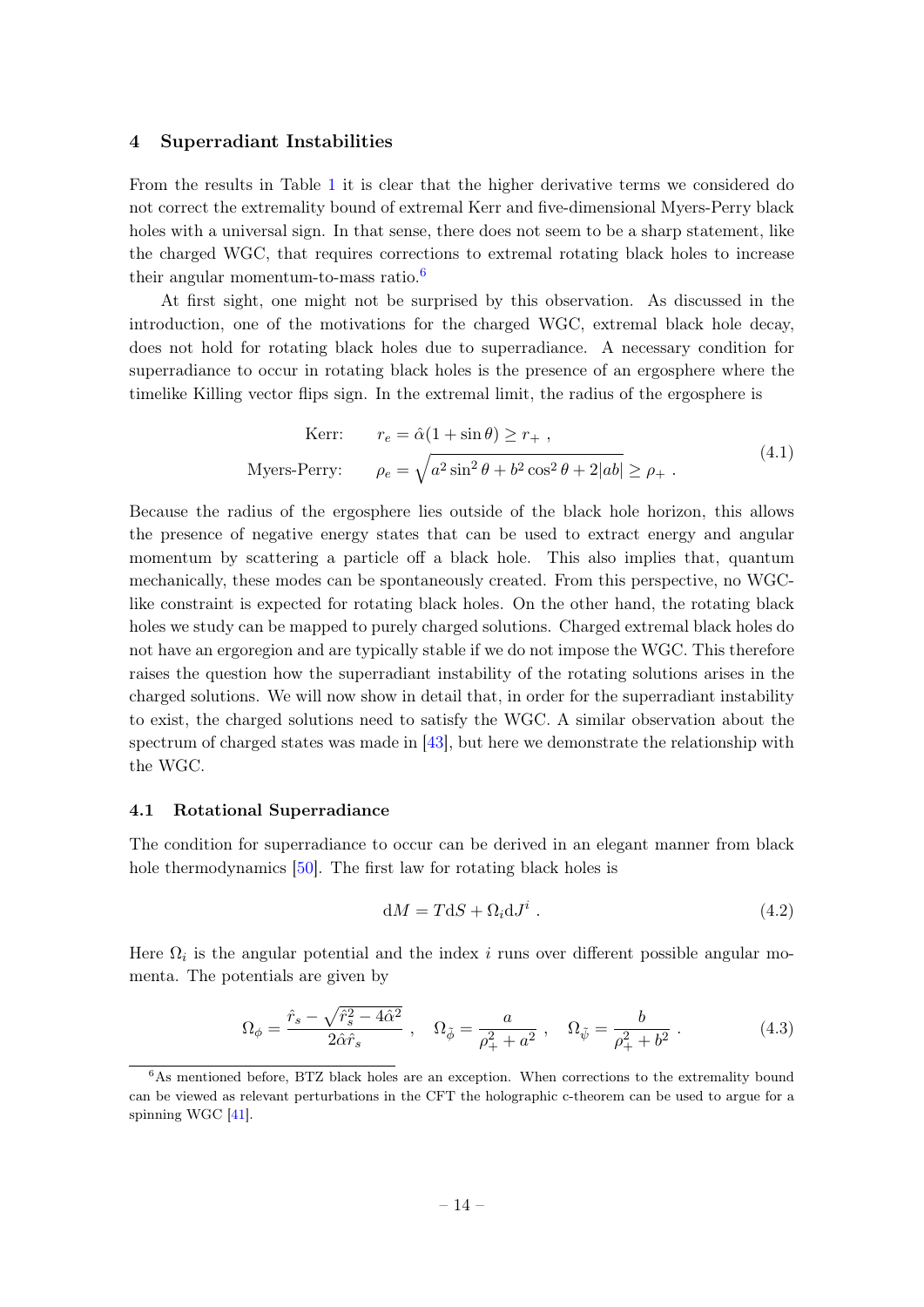## 4 Superradiant Instabilities

From the results in Table 1 it is clear that the higher derivative terms we considered do not correct the extremality bound of extremal Kerr and five-dimensional Myers-Perry black holes with a universal sign. In that sense, there does not seem to be a sharp statement, like the charged WGC, that requires corrections to extremal rotating black holes to increase their angular momentum-to-mass ratio.[6]

At first sight, one might not be surprised by this observation. As discussed in the introduction, one of the motivations for the charged WGC, extremal black hole decay, does not hold for rotating black holes due to superradiance. A necessary condition for superradiance to occur in rotating black holes is the presence of an ergosphere where the timelike Killing vector flips sign. In the extremal limit, the radius of the ergosphere is

$$
\begin{aligned}
\text{Kerr:} \qquad & r_e = \hat{\alpha}(1+\sin\theta) \geq r_+ \,, \\
\text{Myers-Perry:} \qquad & \rho_e = \sqrt{a^2\sin^2\theta + b^2\cos^2\theta + 2|ab|} \geq \rho_+ \,.
\end{aligned}
\tag{4.1}
$$

Because the radius of the ergosphere lies outside of the black hole horizon, this allows the presence of negative energy states that can be used to extract energy and angular momentum by scattering a particle off a black hole. This also implies that, quantum mechanically, these modes can be spontaneously created. From this perspective, no WGC-like constraint is expected for rotating black holes. On the other hand, the rotating black holes we study can be mapped to purely charged solutions. Charged extremal black holes do not have an ergoregion and are typically stable if we do not impose the WGC. This therefore raises the question how the superradiant instability of the rotating solutions arises in the charged solutions. We will now show in detail that, in order for the superradiant instability to exist, the charged solutions need to satisfy the WGC. A similar observation about the spectrum of charged states was made in [43], but here we demonstrate the relationship with the WGC.

### 4.1 Rotational Superradiance

The condition for superradiance to occur can be derived in an elegant manner from black hole thermodynamics [50]. The first law for rotating black holes is

$$
\mathrm{d}M = T\mathrm{d}S + \Omega_i \mathrm{d}J^i \,. \tag{4.2}
$$

Here $\Omega_i$ is the angular potential and the index $i$ runs over different possible angular momenta. The potentials are given by

$$
\Omega_\phi = \frac{\hat{r}_s - \sqrt{\hat{r}_s^2 - 4\hat{\alpha}^2}}{2\hat{\alpha}\hat{r}_s} \,, \quad \Omega_{\tilde{\phi}} = \frac{a}{\rho_+^2 + a^2} \,, \quad \Omega_{\tilde{\psi}} = \frac{b}{\rho_+^2 + b^2} \,. \tag{4.3}
$$

[6] As mentioned before, BTZ black holes are an exception. When corrections to the extremality bound can be viewed as relevant perturbations in the CFT the holographic c-theorem can be used to argue for a spinning WGC [41].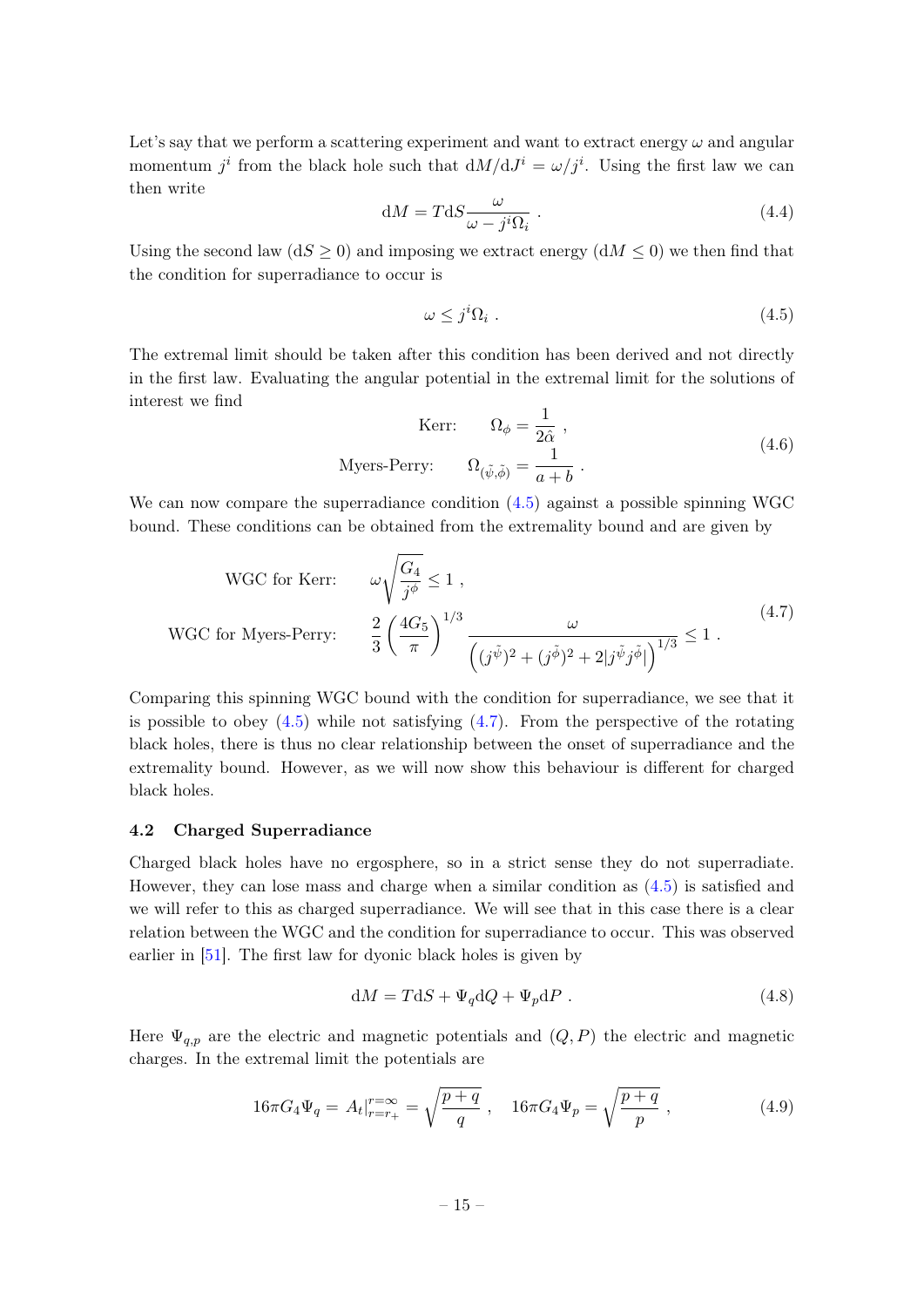Let's say that we perform a scattering experiment and want to extract energy $\omega$ and angular momentum $j^i$ from the black hole such that $\mathrm{d}M/\mathrm{d}J^i = \omega/j^i$. Using the first law we can then write

$$\mathrm{d}M = T\mathrm{d}S \frac{\omega}{\omega - j^i\Omega_i} \ . \tag{4.4}$$

Using the second law ($\mathrm{d}S \geq 0$) and imposing we extract energy ($\mathrm{d}M \leq 0$) we then find that the condition for superradiance to occur is

$$\omega \leq j^i \Omega_i \ . \tag{4.5}$$

The extremal limit should be taken after this condition has been derived and not directly in the first law. Evaluating the angular potential in the extremal limit for the solutions of interest we find

$$\begin{aligned} \text{Kerr:} \qquad \Omega_\phi &= \frac{1}{2\hat{\alpha}} \ , \\ \text{Myers-Perry:} \qquad \Omega_{(\tilde{\psi},\tilde{\phi})} &= \frac{1}{a+b} \ . \end{aligned} \tag{4.6}$$

We can now compare the superradiance condition (4.5) against a possible spinning WGC bound. These conditions can be obtained from the extremality bound and are given by

$$\begin{aligned} \text{WGC for Kerr:} \qquad & \omega \sqrt{\frac{G_4}{j^\phi}} \leq 1 \ , \\ \text{WGC for Myers-Perry:} \qquad & \frac{2}{3}\left(\frac{4G_5}{\pi}\right)^{1/3} \frac{\omega}{\left((j^{\tilde{\psi}})^2 + (j^{\tilde{\phi}})^2 + 2|j^{\tilde{\psi}} j^{\tilde{\phi}}|\right)^{1/3}} \leq 1 \ . \end{aligned} \tag{4.7}$$

Comparing this spinning WGC bound with the condition for superradiance, we see that it is possible to obey (4.5) while not satisfying (4.7). From the perspective of the rotating black holes, there is thus no clear relationship between the onset of superradiance and the extremality bound. However, as we will now show this behaviour is different for charged black holes.

### 4.2 Charged Superradiance

Charged black holes have no ergosphere, so in a strict sense they do not superradiate. However, they can lose mass and charge when a similar condition as (4.5) is satisfied and we will refer to this as charged superradiance. We will see that in this case there is a clear relation between the WGC and the condition for superradiance to occur. This was observed earlier in [51]. The first law for dyonic black holes is given by

$$\mathrm{d}M = T\mathrm{d}S + \Psi_q \mathrm{d}Q + \Psi_p \mathrm{d}P \ . \tag{4.8}$$

Here $\Psi_{q,p}$ are the electric and magnetic potentials and $(Q,P)$ the electric and magnetic charges. In the extremal limit the potentials are

$$16\pi G_4 \Psi_q = A_t|_{r=r_+}^{r=\infty} = \sqrt{\frac{p+q}{q}} \ , \quad 16\pi G_4 \Psi_p = \sqrt{\frac{p+q}{p}} \ , \tag{4.9}$$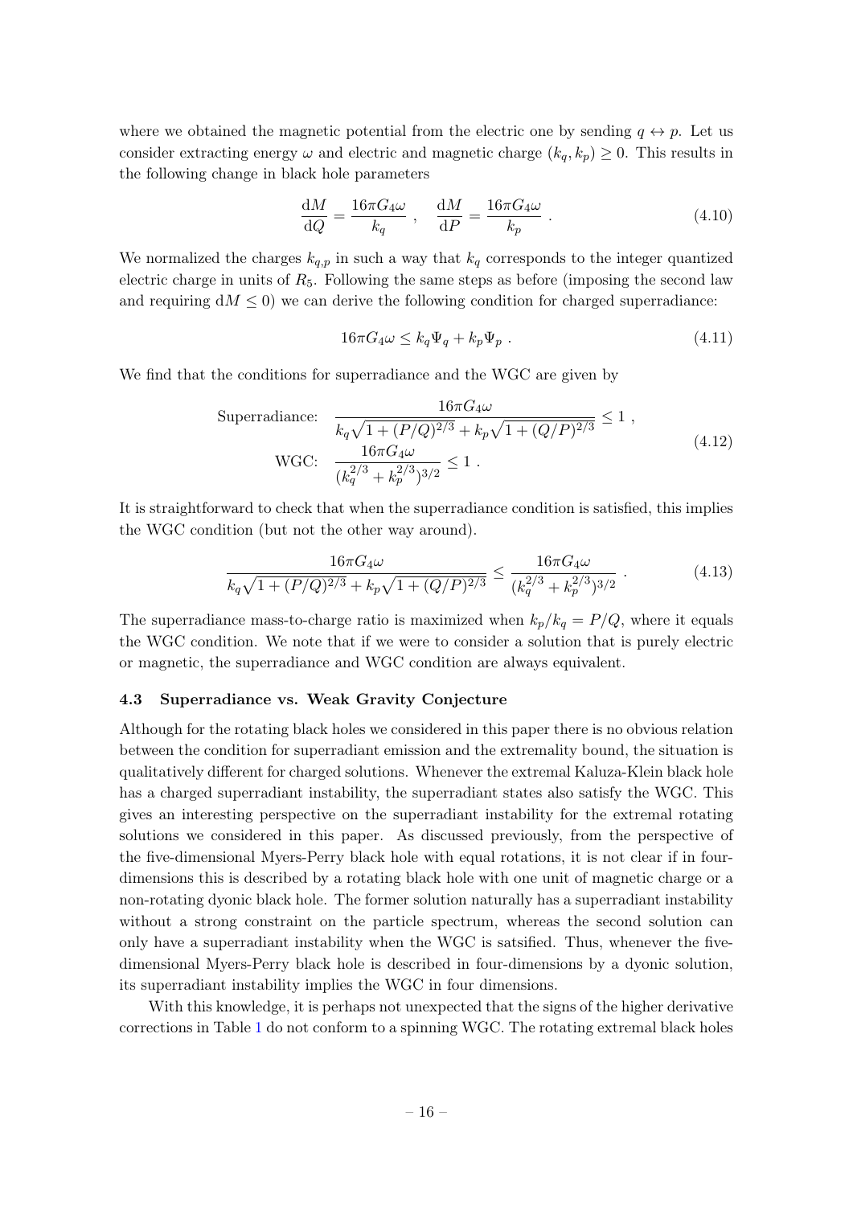where we obtained the magnetic potential from the electric one by sending $q \leftrightarrow p$. Let us consider extracting energy $\omega$ and electric and magnetic charge $(k_q, k_p) \geq 0$. This results in the following change in black hole parameters

$$\frac{\mathrm{d}M}{\mathrm{d}Q} = \frac{16\pi G_4 \omega}{k_q}\ , \quad \frac{\mathrm{d}M}{\mathrm{d}P} = \frac{16\pi G_4 \omega}{k_p}\ . \tag{4.10}$$

We normalized the charges $k_{q,p}$ in such a way that $k_q$ corresponds to the integer quantized electric charge in units of $R_5$. Following the same steps as before (imposing the second law and requiring $\mathrm{d}M \leq 0$) we can derive the following condition for charged superradiance:

$$16\pi G_4 \omega \leq k_q \Psi_q + k_p \Psi_p\ . \tag{4.11}$$

We find that the conditions for superradiance and the WGC are given by

$$\begin{aligned} \text{Superradiance:} \quad & \frac{16\pi G_4 \omega}{k_q\sqrt{1+(P/Q)^{2/3}} + k_p\sqrt{1+(Q/P)^{2/3}}} \leq 1\ , \\ \text{WGC:} \quad & \frac{16\pi G_4 \omega}{(k_q^{2/3}+k_p^{2/3})^{3/2}} \leq 1\ . \end{aligned} \tag{4.12}$$

It is straightforward to check that when the superradiance condition is satisfied, this implies the WGC condition (but not the other way around).

$$\frac{16\pi G_4 \omega}{k_q\sqrt{1+(P/Q)^{2/3}} + k_p\sqrt{1+(Q/P)^{2/3}}} \leq \frac{16\pi G_4 \omega}{(k_q^{2/3}+k_p^{2/3})^{3/2}}\ . \tag{4.13}$$

The superradiance mass-to-charge ratio is maximized when $k_p/k_q = P/Q$, where it equals the WGC condition. We note that if we were to consider a solution that is purely electric or magnetic, the superradiance and WGC condition are always equivalent.

### 4.3 Superradiance vs. Weak Gravity Conjecture

Although for the rotating black holes we considered in this paper there is no obvious relation between the condition for superradiant emission and the extremality bound, the situation is qualitatively different for charged solutions. Whenever the extremal Kaluza-Klein black hole has a charged superradiant instability, the superradiant states also satisfy the WGC. This gives an interesting perspective on the superradiant instability for the extremal rotating solutions we considered in this paper. As discussed previously, from the perspective of the five-dimensional Myers-Perry black hole with equal rotations, it is not clear if in four-dimensions this is described by a rotating black hole with one unit of magnetic charge or a non-rotating dyonic black hole. The former solution naturally has a superradiant instability without a strong constraint on the particle spectrum, whereas the second solution can only have a superradiant instability when the WGC is satsified. Thus, whenever the five-dimensional Myers-Perry black hole is described in four-dimensions by a dyonic solution, its superradiant instability implies the WGC in four dimensions.

With this knowledge, it is perhaps not unexpected that the signs of the higher derivative corrections in Table 1 do not conform to a spinning WGC. The rotating extremal black holes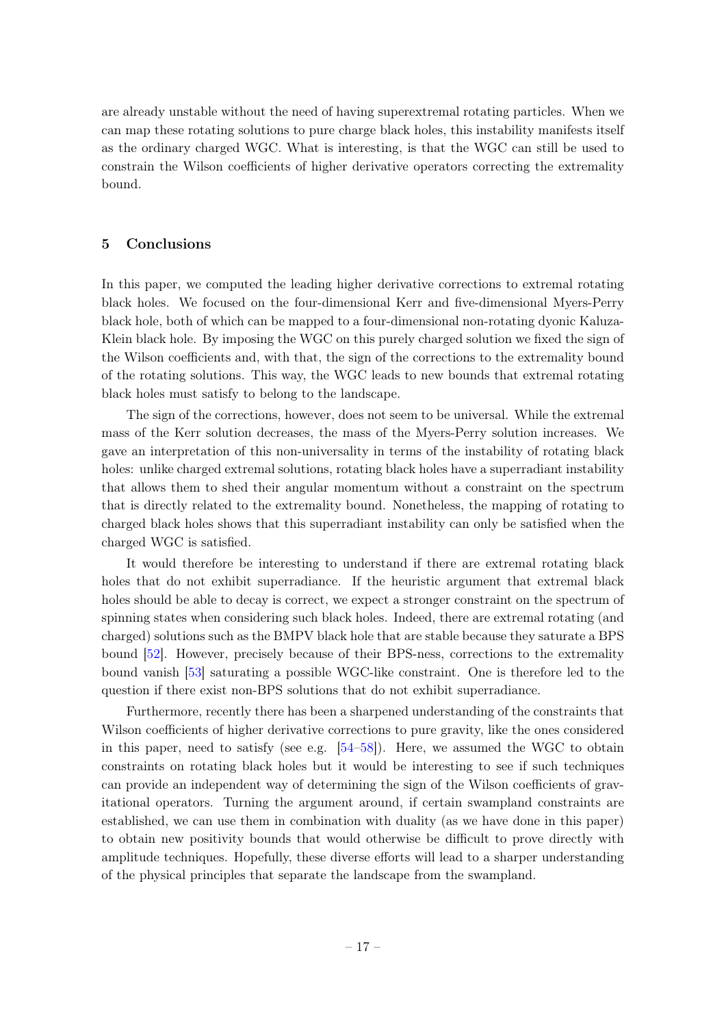are already unstable without the need of having superextremal rotating particles. When we can map these rotating solutions to pure charge black holes, this instability manifests itself as the ordinary charged WGC. What is interesting, is that the WGC can still be used to constrain the Wilson coefficients of higher derivative operators correcting the extremality bound.

## 5 Conclusions

In this paper, we computed the leading higher derivative corrections to extremal rotating black holes. We focused on the four-dimensional Kerr and five-dimensional Myers-Perry black hole, both of which can be mapped to a four-dimensional non-rotating dyonic Kaluza-Klein black hole. By imposing the WGC on this purely charged solution we fixed the sign of the Wilson coefficients and, with that, the sign of the corrections to the extremality bound of the rotating solutions. This way, the WGC leads to new bounds that extremal rotating black holes must satisfy to belong to the landscape.

The sign of the corrections, however, does not seem to be universal. While the extremal mass of the Kerr solution decreases, the mass of the Myers-Perry solution increases. We gave an interpretation of this non-universality in terms of the instability of rotating black holes: unlike charged extremal solutions, rotating black holes have a superradiant instability that allows them to shed their angular momentum without a constraint on the spectrum that is directly related to the extremality bound. Nonetheless, the mapping of rotating to charged black holes shows that this superradiant instability can only be satisfied when the charged WGC is satisfied.

It would therefore be interesting to understand if there are extremal rotating black holes that do not exhibit superradiance. If the heuristic argument that extremal black holes should be able to decay is correct, we expect a stronger constraint on the spectrum of spinning states when considering such black holes. Indeed, there are extremal rotating (and charged) solutions such as the BMPV black hole that are stable because they saturate a BPS bound [52]. However, precisely because of their BPS-ness, corrections to the extremality bound vanish [53] saturating a possible WGC-like constraint. One is therefore led to the question if there exist non-BPS solutions that do not exhibit superradiance.

Furthermore, recently there has been a sharpened understanding of the constraints that Wilson coefficients of higher derivative corrections to pure gravity, like the ones considered in this paper, need to satisfy (see e.g. [54–58]). Here, we assumed the WGC to obtain constraints on rotating black holes but it would be interesting to see if such techniques can provide an independent way of determining the sign of the Wilson coefficients of gravitational operators. Turning the argument around, if certain swampland constraints are established, we can use them in combination with duality (as we have done in this paper) to obtain new positivity bounds that would otherwise be difficult to prove directly with amplitude techniques. Hopefully, these diverse efforts will lead to a sharper understanding of the physical principles that separate the landscape from the swampland.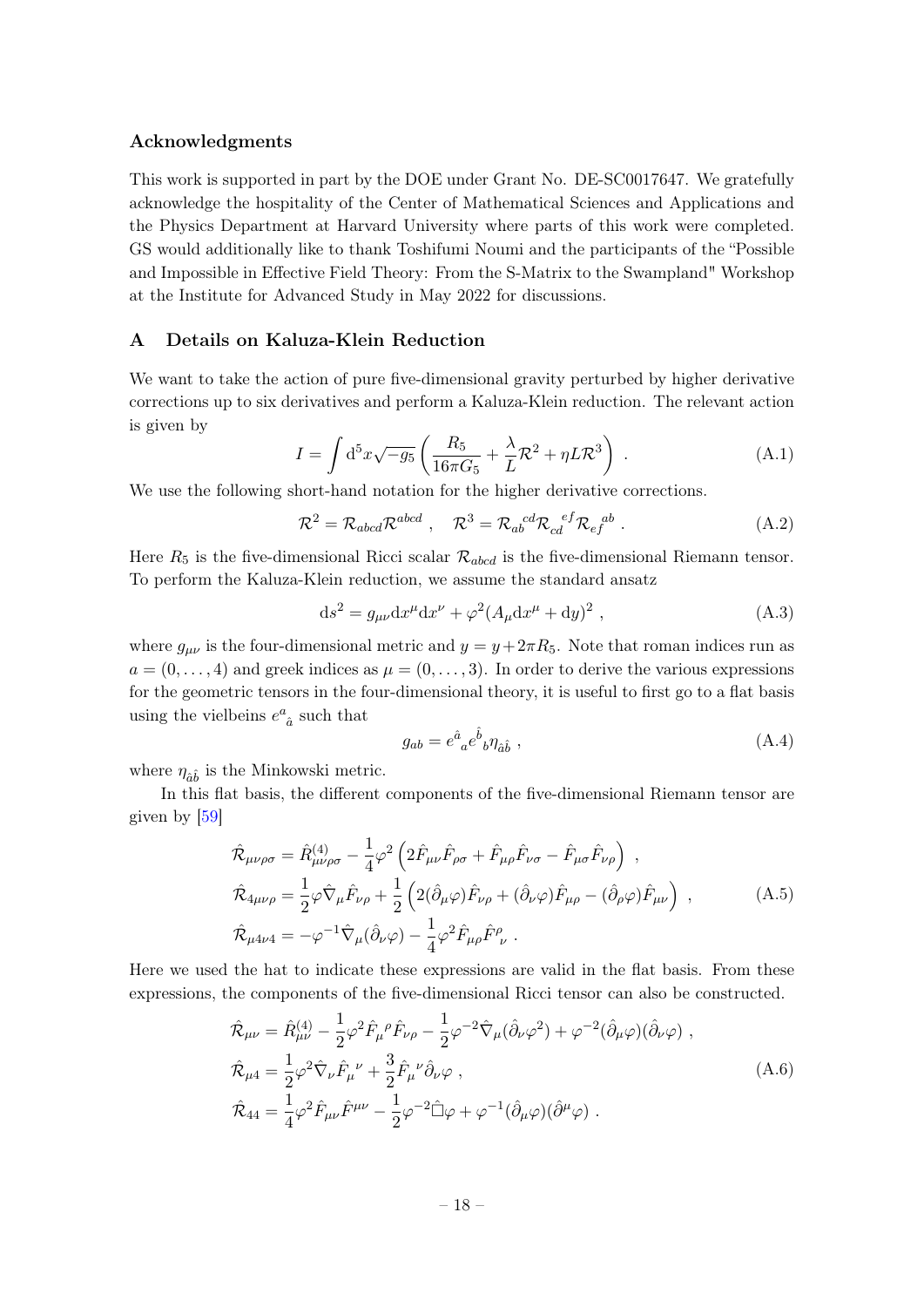### Acknowledgments

This work is supported in part by the DOE under Grant No. DE-SC0017647. We gratefully acknowledge the hospitality of the Center of Mathematical Sciences and Applications and the Physics Department at Harvard University where parts of this work were completed. GS would additionally like to thank Toshifumi Noumi and the participants of the "Possible and Impossible in Effective Field Theory: From the S-Matrix to the Swampland" Workshop at the Institute for Advanced Study in May 2022 for discussions.

## A Details on Kaluza-Klein Reduction

We want to take the action of pure five-dimensional gravity perturbed by higher derivative corrections up to six derivatives and perform a Kaluza-Klein reduction. The relevant action is given by

$$I = \int \mathrm{d}^5x\sqrt{-g_5}\left(\frac{R_5}{16\pi G_5} + \frac{\lambda}{L}\mathcal{R}^2 + \eta L\mathcal{R}^3\right) \,. \tag{A.1}$$

We use the following short-hand notation for the higher derivative corrections.

$$\mathcal{R}^2 = \mathcal{R}_{abcd}\mathcal{R}^{abcd} \,, \quad \mathcal{R}^3 = \mathcal{R}_{ab}{}^{cd}\mathcal{R}_{cd}{}^{ef}\mathcal{R}_{ef}{}^{ab} \,. \tag{A.2}$$

Here $R_5$ is the five-dimensional Ricci scalar $\mathcal{R}_{abcd}$ is the five-dimensional Riemann tensor. To perform the Kaluza-Klein reduction, we assume the standard ansatz

$$\mathrm{d}s^2 = g_{\mu\nu}\mathrm{d}x^\mu \mathrm{d}x^\nu + \varphi^2(A_\mu \mathrm{d}x^\mu + \mathrm{d}y)^2 \,, \tag{A.3}$$

where $g_{\mu\nu}$ is the four-dimensional metric and $y = y + 2\pi R_5$. Note that roman indices run as $a = (0, \ldots, 4)$ and greek indices as $\mu = (0, \ldots, 3)$. In order to derive the various expressions for the geometric tensors in the four-dimensional theory, it is useful to first go to a flat basis using the vielbeins $e^a{}_{\hat{a}}$ such that

$$g_{ab} = e^{\hat{a}}{}_a e^{\hat{b}}{}_b \eta_{\hat{a}\hat{b}} \,, \tag{A.4}$$

where $\eta_{\hat{a}\hat{b}}$ is the Minkowski metric.

In this flat basis, the different components of the five-dimensional Riemann tensor are given by [59]

$$\begin{aligned}
\hat{\mathcal{R}}_{\mu\nu\rho\sigma} &= \hat{R}^{(4)}_{\mu\nu\rho\sigma} - \frac{1}{4}\varphi^2\left(2\hat{F}_{\mu\nu}\hat{F}_{\rho\sigma} + \hat{F}_{\mu\rho}\hat{F}_{\nu\sigma} - \hat{F}_{\mu\sigma}\hat{F}_{\nu\rho}\right) \,, \\
\hat{\mathcal{R}}_{4\mu\nu\rho} &= \frac{1}{2}\varphi\hat{\nabla}_\mu\hat{F}_{\nu\rho} + \frac{1}{2}\left(2(\hat{\partial}_\mu\varphi)\hat{F}_{\nu\rho} + (\hat{\partial}_\nu\varphi)\hat{F}_{\mu\rho} - (\hat{\partial}_\rho\varphi)\hat{F}_{\mu\nu}\right) \,, \\
\hat{\mathcal{R}}_{\mu 4\nu 4} &= -\varphi^{-1}\hat{\nabla}_\mu(\hat{\partial}_\nu\varphi) - \frac{1}{4}\varphi^2\hat{F}_{\mu\rho}\hat{F}^\rho{}_\nu \,.
\end{aligned} \tag{A.5}$$

Here we used the hat to indicate these expressions are valid in the flat basis. From these expressions, the components of the five-dimensional Ricci tensor can also be constructed.

$$\begin{aligned}
\hat{\mathcal{R}}_{\mu\nu} &= \hat{R}^{(4)}_{\mu\nu} - \frac{1}{2}\varphi^2\hat{F}_\mu{}^\rho\hat{F}_{\nu\rho} - \frac{1}{2}\varphi^{-2}\hat{\nabla}_\mu(\hat{\partial}_\nu\varphi^2) + \varphi^{-2}(\hat{\partial}_\mu\varphi)(\hat{\partial}_\nu\varphi) \,, \\
\hat{\mathcal{R}}_{\mu 4} &= \frac{1}{2}\varphi^2\hat{\nabla}_\nu\hat{F}_\mu{}^\nu + \frac{3}{2}\hat{F}_\mu{}^\nu\hat{\partial}_\nu\varphi \,, \\
\hat{\mathcal{R}}_{44} &= \frac{1}{4}\varphi^2\hat{F}_{\mu\nu}\hat{F}^{\mu\nu} - \frac{1}{2}\varphi^{-2}\hat{\Box}\varphi + \varphi^{-1}(\hat{\partial}_\mu\varphi)(\hat{\partial}^\mu\varphi) \,.
\end{aligned} \tag{A.6}$$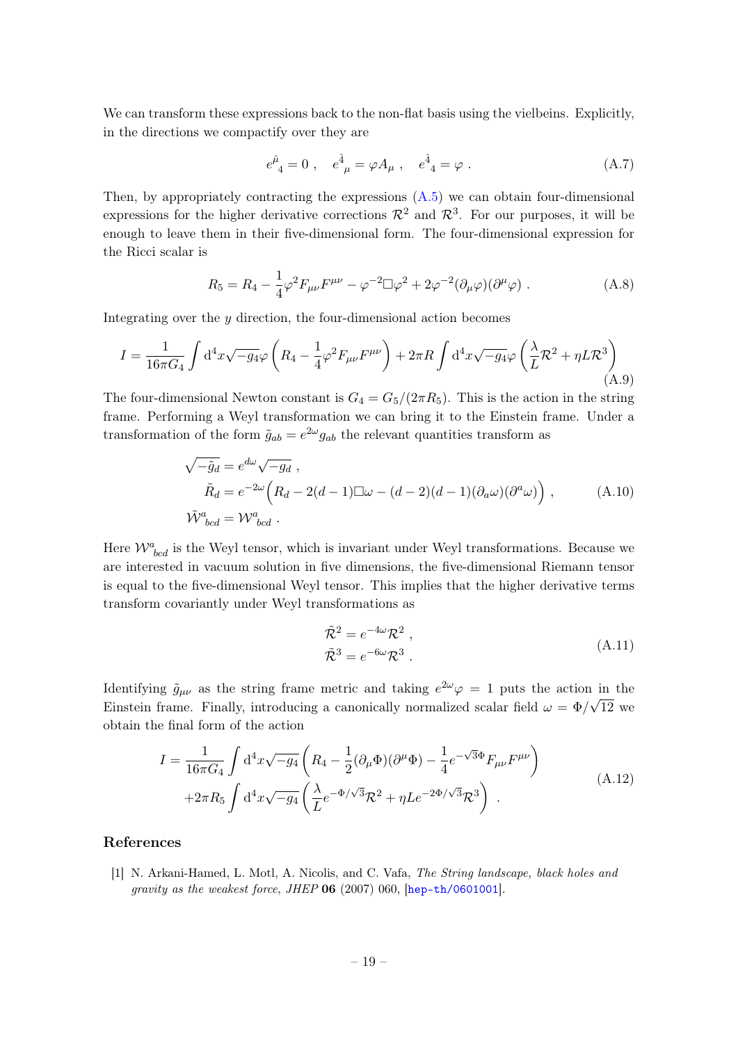We can transform these expressions back to the non-flat basis using the vielbeins. Explicitly, in the directions we compactify over they are

$$e^{\hat{\mu}}{}_4 = 0 \ , \quad e^{\hat{4}}{}_\mu = \varphi A_\mu \ , \quad e^{\hat{4}}{}_4 = \varphi \ . \tag{A.7}$$

Then, by appropriately contracting the expressions (A.5) we can obtain four-dimensional expressions for the higher derivative corrections $\mathcal{R}^2$ and $\mathcal{R}^3$. For our purposes, it will be enough to leave them in their five-dimensional form. The four-dimensional expression for the Ricci scalar is

$$R_5 = R_4 - \frac{1}{4}\varphi^2 F_{\mu\nu}F^{\mu\nu} - \varphi^{-2}\Box\varphi^2 + 2\varphi^{-2}(\partial_\mu\varphi)(\partial^\mu\varphi) \ . \tag{A.8}$$

Integrating over the $y$ direction, the four-dimensional action becomes

$$I = \frac{1}{16\pi G_4}\int \mathrm{d}^4x\sqrt{-g_4}\varphi\left(R_4 - \frac{1}{4}\varphi^2 F_{\mu\nu}F^{\mu\nu}\right) + 2\pi R\int \mathrm{d}^4x\sqrt{-g_4}\varphi\left(\frac{\lambda}{L}\mathcal{R}^2 + \eta L\mathcal{R}^3\right) \tag{A.9}$$

The four-dimensional Newton constant is $G_4 = G_5/(2\pi R_5)$. This is the action in the string frame. Performing a Weyl transformation we can bring it to the Einstein frame. Under a transformation of the form $\tilde{g}_{ab} = e^{2\omega}g_{ab}$ the relevant quantities transform as

$$\begin{aligned}
\sqrt{-\tilde{g}_d} &= e^{d\omega}\sqrt{-g_d} \ , \\
\tilde{R}_d &= e^{-2\omega}\Big(R_d - 2(d-1)\Box\omega - (d-2)(d-1)(\partial_a\omega)(\partial^a\omega)\Big) \ , \\
\tilde{\mathcal{W}}^a{}_{bcd} &= \mathcal{W}^a{}_{bcd} \ .
\end{aligned} \tag{A.10}$$

Here $\mathcal{W}^a{}_{bcd}$ is the Weyl tensor, which is invariant under Weyl transformations. Because we are interested in vacuum solution in five dimensions, the five-dimensional Riemann tensor is equal to the five-dimensional Weyl tensor. This implies that the higher derivative terms transform covariantly under Weyl transformations as

$$\begin{aligned}
\tilde{\mathcal{R}}^2 &= e^{-4\omega}\mathcal{R}^2 \ , \\
\tilde{\mathcal{R}}^3 &= e^{-6\omega}\mathcal{R}^3 \ .
\end{aligned} \tag{A.11}$$

Identifying $\tilde{g}_{\mu\nu}$ as the string frame metric and taking $e^{2\omega}\varphi = 1$ puts the action in the Einstein frame. Finally, introducing a canonically normalized scalar field $\omega = \Phi/\sqrt{12}$ we obtain the final form of the action

$$\begin{aligned}
I = &\frac{1}{16\pi G_4}\int \mathrm{d}^4x\sqrt{-g_4}\left(R_4 - \frac{1}{2}(\partial_\mu\Phi)(\partial^\mu\Phi) - \frac{1}{4}e^{-\sqrt{3}\Phi}F_{\mu\nu}F^{\mu\nu}\right) \\
&+ 2\pi R_5\int \mathrm{d}^4x\sqrt{-g_4}\left(\frac{\lambda}{L}e^{-\Phi/\sqrt{3}}\mathcal{R}^2 + \eta L e^{-2\Phi/\sqrt{3}}\mathcal{R}^3\right) \ .
\end{aligned} \tag{A.12}$$

## References

[1] N. Arkani-Hamed, L. Motl, A. Nicolis, and C. Vafa, *The String landscape, black holes and gravity as the weakest force*, *JHEP* **06** (2007) 060, [hep-th/0601001].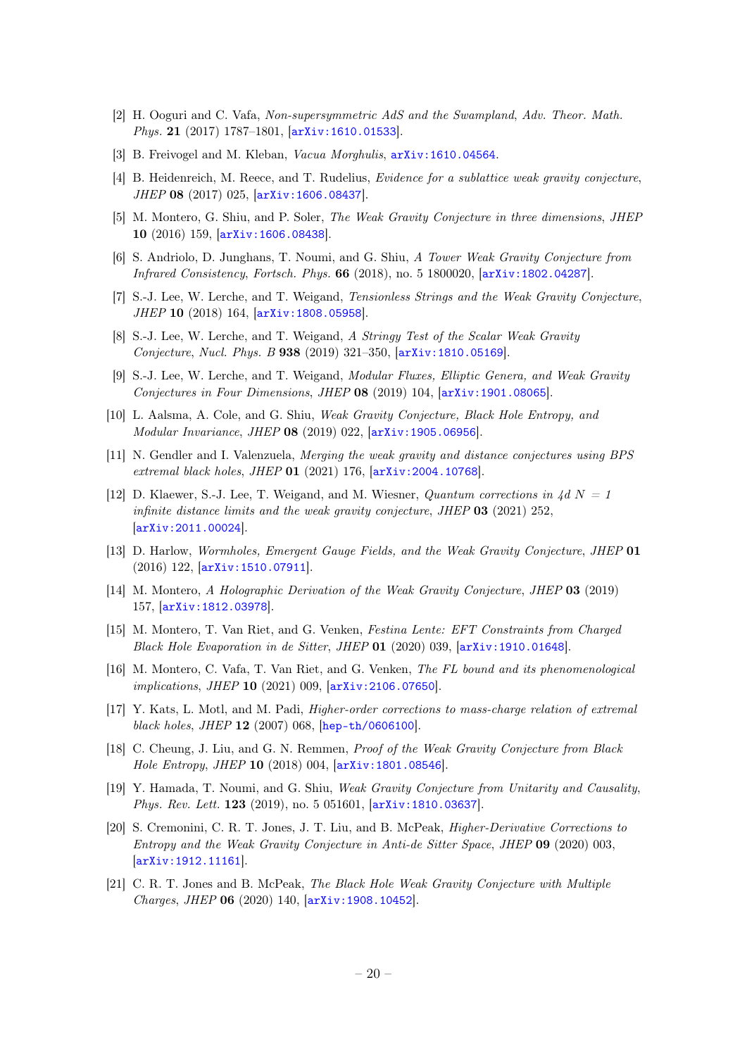- [2] H. Ooguri and C. Vafa, *Non-supersymmetric AdS and the Swampland*, *Adv. Theor. Math. Phys.* **21** (2017) 1787–1801, [arXiv:1610.01533].
- [3] B. Freivogel and M. Kleban, *Vacua Morghulis*, arXiv:1610.04564.
- [4] B. Heidenreich, M. Reece, and T. Rudelius, *Evidence for a sublattice weak gravity conjecture*, *JHEP* **08** (2017) 025, [arXiv:1606.08437].
- [5] M. Montero, G. Shiu, and P. Soler, *The Weak Gravity Conjecture in three dimensions*, *JHEP* **10** (2016) 159, [arXiv:1606.08438].
- [6] S. Andriolo, D. Junghans, T. Noumi, and G. Shiu, *A Tower Weak Gravity Conjecture from Infrared Consistency*, *Fortsch. Phys.* **66** (2018), no. 5 1800020, [arXiv:1802.04287].
- [7] S.-J. Lee, W. Lerche, and T. Weigand, *Tensionless Strings and the Weak Gravity Conjecture*, *JHEP* **10** (2018) 164, [arXiv:1808.05958].
- [8] S.-J. Lee, W. Lerche, and T. Weigand, *A Stringy Test of the Scalar Weak Gravity Conjecture*, *Nucl. Phys. B* **938** (2019) 321–350, [arXiv:1810.05169].
- [9] S.-J. Lee, W. Lerche, and T. Weigand, *Modular Fluxes, Elliptic Genera, and Weak Gravity Conjectures in Four Dimensions*, *JHEP* **08** (2019) 104, [arXiv:1901.08065].
- [10] L. Aalsma, A. Cole, and G. Shiu, *Weak Gravity Conjecture, Black Hole Entropy, and Modular Invariance*, *JHEP* **08** (2019) 022, [arXiv:1905.06956].
- [11] N. Gendler and I. Valenzuela, *Merging the weak gravity and distance conjectures using BPS extremal black holes*, *JHEP* **01** (2021) 176, [arXiv:2004.10768].
- [12] D. Klaewer, S.-J. Lee, T. Weigand, and M. Wiesner, *Quantum corrections in 4d N = 1 infinite distance limits and the weak gravity conjecture*, *JHEP* **03** (2021) 252, [arXiv:2011.00024].
- [13] D. Harlow, *Wormholes, Emergent Gauge Fields, and the Weak Gravity Conjecture*, *JHEP* **01** (2016) 122, [arXiv:1510.07911].
- [14] M. Montero, *A Holographic Derivation of the Weak Gravity Conjecture*, *JHEP* **03** (2019) 157, [arXiv:1812.03978].
- [15] M. Montero, T. Van Riet, and G. Venken, *Festina Lente: EFT Constraints from Charged Black Hole Evaporation in de Sitter*, *JHEP* **01** (2020) 039, [arXiv:1910.01648].
- [16] M. Montero, C. Vafa, T. Van Riet, and G. Venken, *The FL bound and its phenomenological implications*, *JHEP* **10** (2021) 009, [arXiv:2106.07650].
- [17] Y. Kats, L. Motl, and M. Padi, *Higher-order corrections to mass-charge relation of extremal black holes*, *JHEP* **12** (2007) 068, [hep-th/0606100].
- [18] C. Cheung, J. Liu, and G. N. Remmen, *Proof of the Weak Gravity Conjecture from Black Hole Entropy*, *JHEP* **10** (2018) 004, [arXiv:1801.08546].
- [19] Y. Hamada, T. Noumi, and G. Shiu, *Weak Gravity Conjecture from Unitarity and Causality*, *Phys. Rev. Lett.* **123** (2019), no. 5 051601, [arXiv:1810.03637].
- [20] S. Cremonini, C. R. T. Jones, J. T. Liu, and B. McPeak, *Higher-Derivative Corrections to Entropy and the Weak Gravity Conjecture in Anti-de Sitter Space*, *JHEP* **09** (2020) 003, [arXiv:1912.11161].
- [21] C. R. T. Jones and B. McPeak, *The Black Hole Weak Gravity Conjecture with Multiple Charges*, *JHEP* **06** (2020) 140, [arXiv:1908.10452].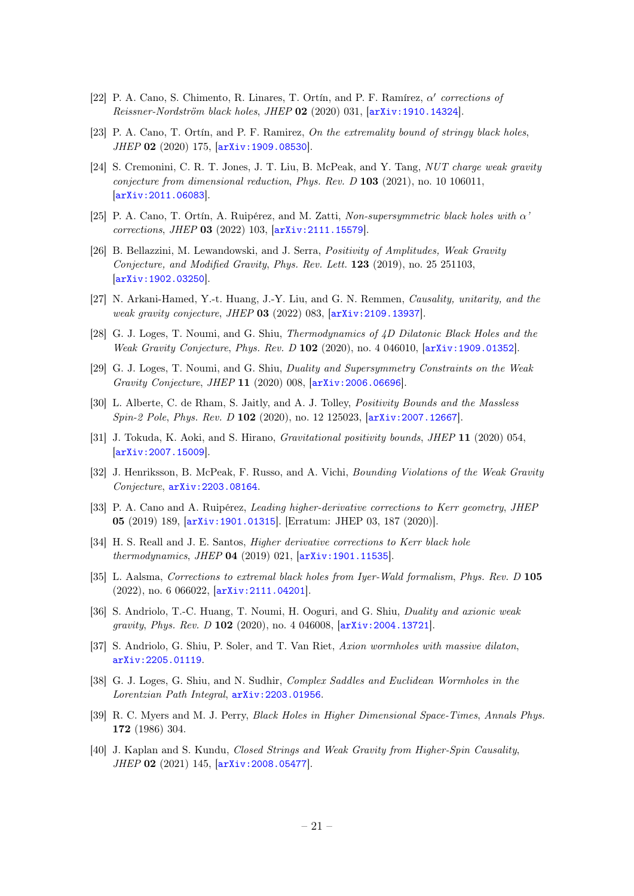[22] P. A. Cano, S. Chimento, R. Linares, T. Ortín, and P. F. Ramírez, *$\alpha'$ corrections of Reissner-Nordström black holes*, *JHEP* **02** (2020) 031, [arXiv:1910.14324].

[23] P. A. Cano, T. Ortín, and P. F. Ramirez, *On the extremality bound of stringy black holes*, *JHEP* **02** (2020) 175, [arXiv:1909.08530].

[24] S. Cremonini, C. R. T. Jones, J. T. Liu, B. McPeak, and Y. Tang, *NUT charge weak gravity conjecture from dimensional reduction*, *Phys. Rev. D* **103** (2021), no. 10 106011, [arXiv:2011.06083].

[25] P. A. Cano, T. Ortín, A. Ruipérez, and M. Zatti, *Non-supersymmetric black holes with $\alpha$' corrections*, *JHEP* **03** (2022) 103, [arXiv:2111.15579].

[26] B. Bellazzini, M. Lewandowski, and J. Serra, *Positivity of Amplitudes, Weak Gravity Conjecture, and Modified Gravity*, *Phys. Rev. Lett.* **123** (2019), no. 25 251103, [arXiv:1902.03250].

[27] N. Arkani-Hamed, Y.-t. Huang, J.-Y. Liu, and G. N. Remmen, *Causality, unitarity, and the weak gravity conjecture*, *JHEP* **03** (2022) 083, [arXiv:2109.13937].

[28] G. J. Loges, T. Noumi, and G. Shiu, *Thermodynamics of 4D Dilatonic Black Holes and the Weak Gravity Conjecture*, *Phys. Rev. D* **102** (2020), no. 4 046010, [arXiv:1909.01352].

[29] G. J. Loges, T. Noumi, and G. Shiu, *Duality and Supersymmetry Constraints on the Weak Gravity Conjecture*, *JHEP* **11** (2020) 008, [arXiv:2006.06696].

[30] L. Alberte, C. de Rham, S. Jaitly, and A. J. Tolley, *Positivity Bounds and the Massless Spin-2 Pole*, *Phys. Rev. D* **102** (2020), no. 12 125023, [arXiv:2007.12667].

[31] J. Tokuda, K. Aoki, and S. Hirano, *Gravitational positivity bounds*, *JHEP* **11** (2020) 054, [arXiv:2007.15009].

[32] J. Henriksson, B. McPeak, F. Russo, and A. Vichi, *Bounding Violations of the Weak Gravity Conjecture*, arXiv:2203.08164.

[33] P. A. Cano and A. Ruipérez, *Leading higher-derivative corrections to Kerr geometry*, *JHEP* **05** (2019) 189, [arXiv:1901.01315]. [Erratum: JHEP 03, 187 (2020)].

[34] H. S. Reall and J. E. Santos, *Higher derivative corrections to Kerr black hole thermodynamics*, *JHEP* **04** (2019) 021, [arXiv:1901.11535].

[35] L. Aalsma, *Corrections to extremal black holes from Iyer-Wald formalism*, *Phys. Rev. D* **105** (2022), no. 6 066022, [arXiv:2111.04201].

[36] S. Andriolo, T.-C. Huang, T. Noumi, H. Ooguri, and G. Shiu, *Duality and axionic weak gravity*, *Phys. Rev. D* **102** (2020), no. 4 046008, [arXiv:2004.13721].

[37] S. Andriolo, G. Shiu, P. Soler, and T. Van Riet, *Axion wormholes with massive dilaton*, arXiv:2205.01119.

[38] G. J. Loges, G. Shiu, and N. Sudhir, *Complex Saddles and Euclidean Wormholes in the Lorentzian Path Integral*, arXiv:2203.01956.

[39] R. C. Myers and M. J. Perry, *Black Holes in Higher Dimensional Space-Times*, *Annals Phys.* **172** (1986) 304.

[40] J. Kaplan and S. Kundu, *Closed Strings and Weak Gravity from Higher-Spin Causality*, *JHEP* **02** (2021) 145, [arXiv:2008.05477].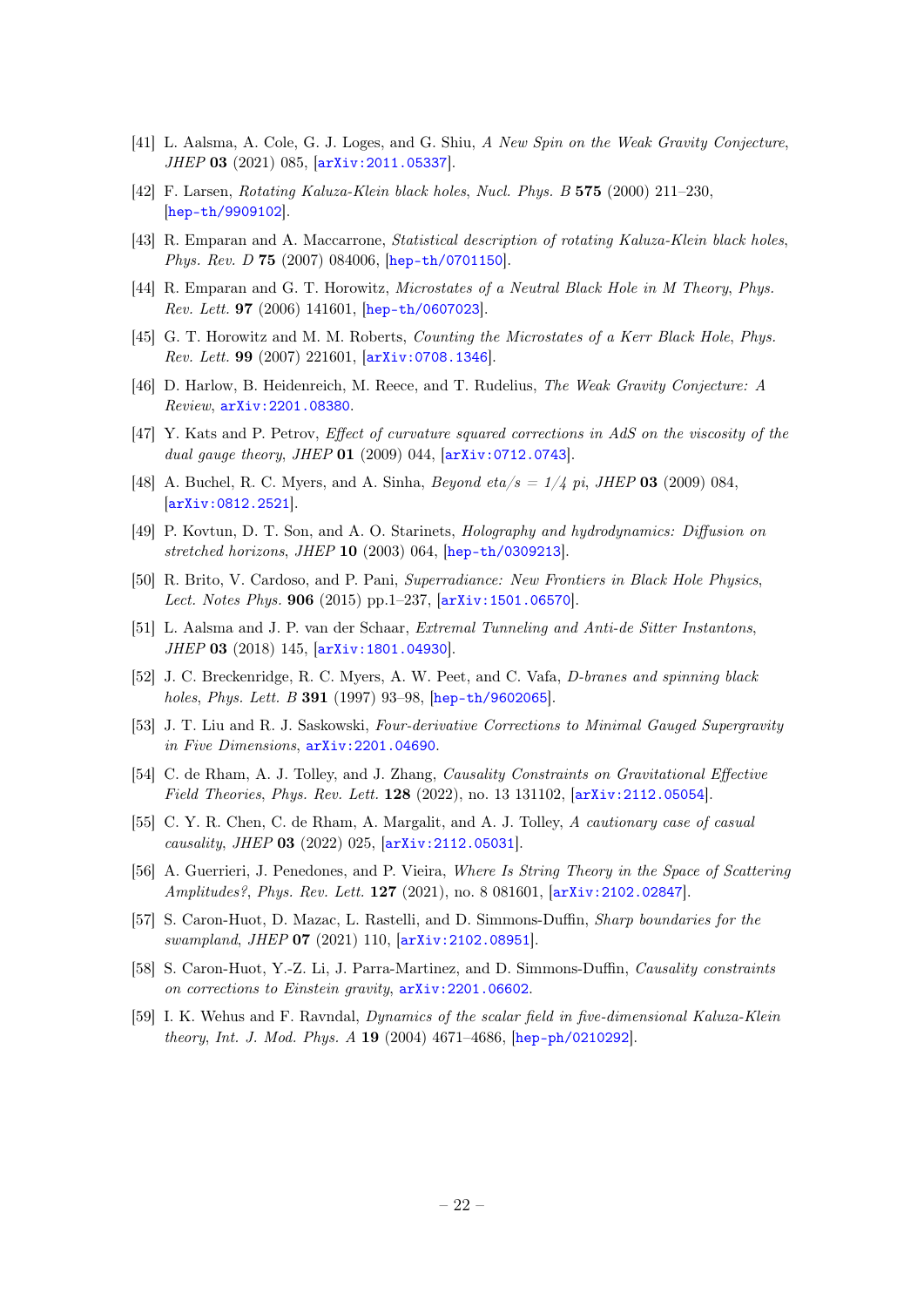[41] L. Aalsma, A. Cole, G. J. Loges, and G. Shiu, *A New Spin on the Weak Gravity Conjecture*, *JHEP* **03** (2021) 085, [arXiv:2011.05337].

[42] F. Larsen, *Rotating Kaluza-Klein black holes*, *Nucl. Phys. B* **575** (2000) 211–230, [hep-th/9909102].

[43] R. Emparan and A. Maccarrone, *Statistical description of rotating Kaluza-Klein black holes*, *Phys. Rev. D* **75** (2007) 084006, [hep-th/0701150].

[44] R. Emparan and G. T. Horowitz, *Microstates of a Neutral Black Hole in M Theory*, *Phys. Rev. Lett.* **97** (2006) 141601, [hep-th/0607023].

[45] G. T. Horowitz and M. M. Roberts, *Counting the Microstates of a Kerr Black Hole*, *Phys. Rev. Lett.* **99** (2007) 221601, [arXiv:0708.1346].

[46] D. Harlow, B. Heidenreich, M. Reece, and T. Rudelius, *The Weak Gravity Conjecture: A Review*, arXiv:2201.08380.

[47] Y. Kats and P. Petrov, *Effect of curvature squared corrections in AdS on the viscosity of the dual gauge theory*, *JHEP* **01** (2009) 044, [arXiv:0712.0743].

[48] A. Buchel, R. C. Myers, and A. Sinha, *Beyond eta/s = 1/4 pi*, *JHEP* **03** (2009) 084, [arXiv:0812.2521].

[49] P. Kovtun, D. T. Son, and A. O. Starinets, *Holography and hydrodynamics: Diffusion on stretched horizons*, *JHEP* **10** (2003) 064, [hep-th/0309213].

[50] R. Brito, V. Cardoso, and P. Pani, *Superradiance: New Frontiers in Black Hole Physics*, *Lect. Notes Phys.* **906** (2015) pp.1–237, [arXiv:1501.06570].

[51] L. Aalsma and J. P. van der Schaar, *Extremal Tunneling and Anti-de Sitter Instantons*, *JHEP* **03** (2018) 145, [arXiv:1801.04930].

[52] J. C. Breckenridge, R. C. Myers, A. W. Peet, and C. Vafa, *D-branes and spinning black holes*, *Phys. Lett. B* **391** (1997) 93–98, [hep-th/9602065].

[53] J. T. Liu and R. J. Saskowski, *Four-derivative Corrections to Minimal Gauged Supergravity in Five Dimensions*, arXiv:2201.04690.

[54] C. de Rham, A. J. Tolley, and J. Zhang, *Causality Constraints on Gravitational Effective Field Theories*, *Phys. Rev. Lett.* **128** (2022), no. 13 131102, [arXiv:2112.05054].

[55] C. Y. R. Chen, C. de Rham, A. Margalit, and A. J. Tolley, *A cautionary case of casual causality*, *JHEP* **03** (2022) 025, [arXiv:2112.05031].

[56] A. Guerrieri, J. Penedones, and P. Vieira, *Where Is String Theory in the Space of Scattering Amplitudes?*, *Phys. Rev. Lett.* **127** (2021), no. 8 081601, [arXiv:2102.02847].

[57] S. Caron-Huot, D. Mazac, L. Rastelli, and D. Simmons-Duffin, *Sharp boundaries for the swampland*, *JHEP* **07** (2021) 110, [arXiv:2102.08951].

[58] S. Caron-Huot, Y.-Z. Li, J. Parra-Martinez, and D. Simmons-Duffin, *Causality constraints on corrections to Einstein gravity*, arXiv:2201.06602.

[59] I. K. Wehus and F. Ravndal, *Dynamics of the scalar field in five-dimensional Kaluza-Klein theory*, *Int. J. Mod. Phys. A* **19** (2004) 4671–4686, [hep-ph/0210292].